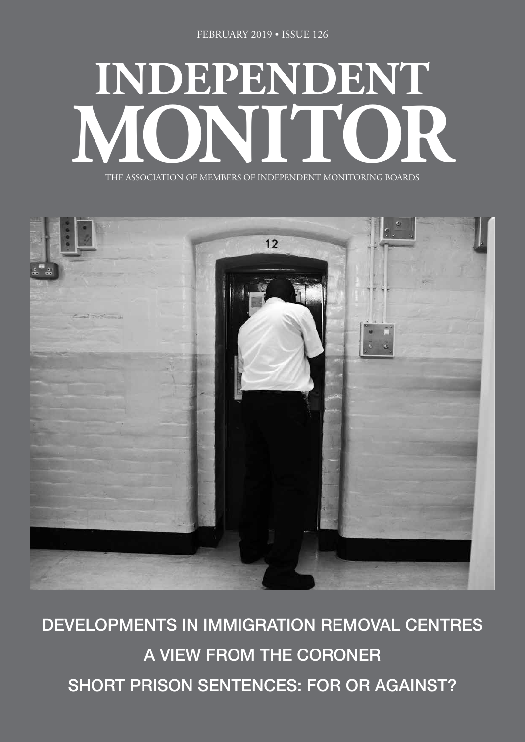FEBRUARY 2019 • ISSUE 126

# INDEPENDENT MONITOR

THE ASSOCIATION OF MEMBERS OF INDEPENDENT MONITORING BOARDS

## DEVELOPMENTS IN IMMIGRATION REMOVAL CENTRES

## A VIEW FROM THE CORONER

## SHORT PRISON SENTENCES: FOR OR AGAINST?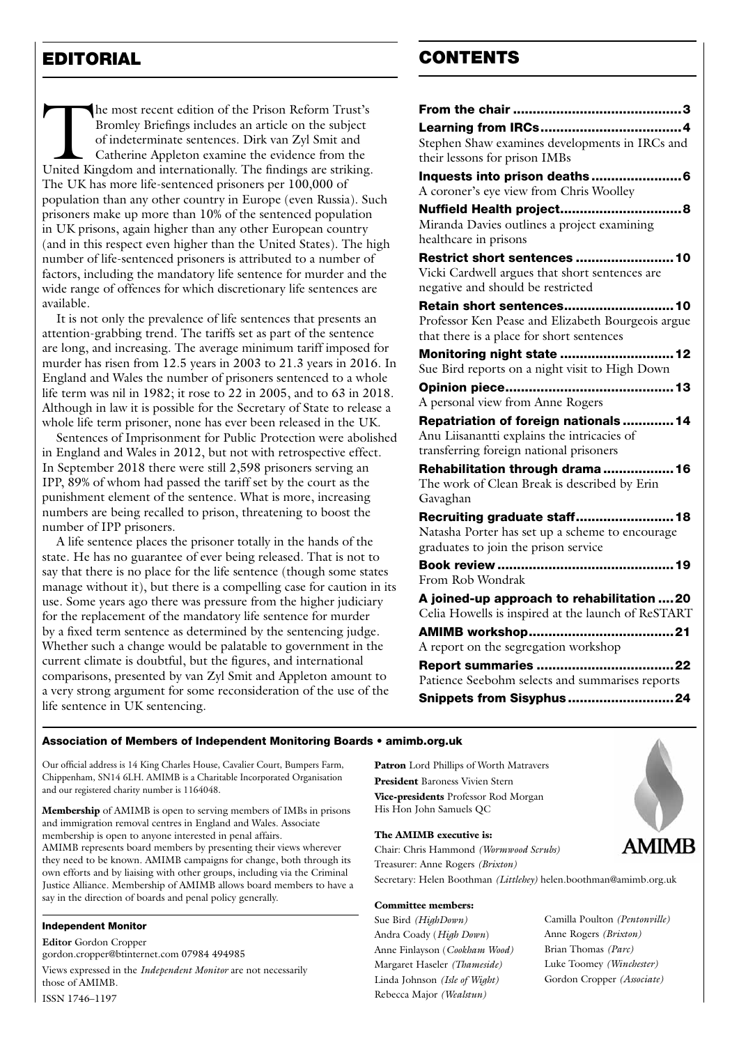## EDITORIAL

The most recent edition of the Prison Reform Trust's Bromley Briefings includes an article on the subject of indeterminate sentences. Dirk van Zyl Smit and Catherine Appleton examine the evidence from the United Kingdom and internationally. The findings are striking. The UK has more life-sentenced prisoners per 100,000 of population than any other country in Europe (even Russia). Such prisoners make up more than 10% of the sentenced population in UK prisons, again higher than any other European country (and in this respect even higher than the United States). The high number of life-sentenced prisoners is attributed to a number of factors, including the mandatory life sentence for murder and the wide range of offences for which discretionary life sentences are available.

It is not only the prevalence of life sentences that presents an attention-grabbing trend. The tariffs set as part of the sentence are long, and increasing. The average minimum tariff imposed for murder has risen from 12.5 years in 2003 to 21.3 years in 2016. In England and Wales the number of prisoners sentenced to a whole life term was nil in 1982; it rose to 22 in 2005, and to 63 in 2018. Although in law it is possible for the Secretary of State to release a whole life term prisoner, none has ever been released in the UK.

Sentences of Imprisonment for Public Protection were abolished in England and Wales in 2012, but not with retrospective effect. In September 2018 there were still 2,598 prisoners serving an IPP, 89% of whom had passed the tariff set by the court as the punishment element of the sentence. What is more, increasing numbers are being recalled to prison, threatening to boost the number of IPP prisoners.

A life sentence places the prisoner totally in the hands of the state. He has no guarantee of ever being released. That is not to say that there is no place for the life sentence (though some states manage without it), but there is a compelling case for caution in its use. Some years ago there was pressure from the higher judiciary for the replacement of the mandatory life sentence for murder by a fixed term sentence as determined by the sentencing judge. Whether such a change would be palatable to government in the current climate is doubtful, but the figures, and international comparisons, presented by van Zyl Smit and Appleton amount to a very strong argument for some reconsideration of the use of the life sentence in UK sentencing.

## CONTENTS

**From the chair** .......... 3

**Learning from IRCs** .......... 4
Stephen Shaw examines developments in IRCs and their lessons for prison IMBs

**Inquests into prison deaths** .......... 6
A coroner's eye view from Chris Woolley

**Nuffield Health project** .......... 8
Miranda Davies outlines a project examining healthcare in prisons

**Restrict short sentences** .......... 10
Vicki Cardwell argues that short sentences are negative and should be restricted

**Retain short sentences** .......... 10
Professor Ken Pease and Elizabeth Bourgeois argue that there is a place for short sentences

**Monitoring night state** .......... 12
Sue Bird reports on a night visit to High Down

**Opinion piece** .......... 13
A personal view from Anne Rogers

**Repatriation of foreign nationals** .......... 14
Anu Liisanantti explains the intricacies of transferring foreign national prisoners

**Rehabilitation through drama** .......... 16
The work of Clean Break is described by Erin Gavaghan

**Recruiting graduate staff** .......... 18
Natasha Porter has set up a scheme to encourage graduates to join the prison service

**Book review** .......... 19
From Rob Wondrak

**A joined-up approach to rehabilitation** .......... 20
Celia Howells is inspired at the launch of ReSTART

**AMIMB workshop** .......... 21
A report on the segregation workshop

**Report summaries** .......... 22
Patience Seebohm selects and summarises reports

**Snippets from Sisyphus** .......... 24

### Association of Members of Independent Monitoring Boards • amimb.org.uk

Our official address is 14 King Charles House, Cavalier Court, Bumpers Farm, Chippenham, SN14 6LH. AMIMB is a Charitable Incorporated Organisation and our registered charity number is 1164048.

**Membership** of AMIMB is open to serving members of IMBs in prisons and immigration removal centres in England and Wales. Associate membership is open to anyone interested in penal affairs. AMIMB represents board members by presenting their views wherever they need to be known. AMIMB campaigns for change, both through its own efforts and by liaising with other groups, including via the Criminal Justice Alliance. Membership of AMIMB allows board members to have a say in the direction of boards and penal policy generally.

**Patron** Lord Phillips of Worth Matravers
**President** Baroness Vivien Stern
**Vice-presidents** Professor Rod Morgan
His Hon John Samuels QC

**The AMIMB executive is:**
Chair: Chris Hammond *(Wormwood Scrubs)*
Treasurer: Anne Rogers *(Brixton)*
Secretary: Helen Boothman *(Littlehey)* helen.boothman@amimb.org.uk

AMIMB

**Committee members:**
Sue Bird *(HighDown)*
Andra Coady (*High Down*)
Anne Finlayson (*Cookham Wood)*
Margaret Haseler *(Thameside)*
Linda Johnson *(Isle of Wight)*
Rebecca Major *(Wealstun)*
Camilla Poulton *(Pentonville)*
Anne Rogers *(Brixton)*
Brian Thomas *(Parc)*
Luke Toomey *(Winchester)*
Gordon Cropper *(Associate)*

#### Independent Monitor

**Editor** Gordon Cropper
gordon.cropper@btinternet.com 07984 494985

Views expressed in the *Independent Monitor* are not necessarily those of AMIMB.

ISSN 1746–1197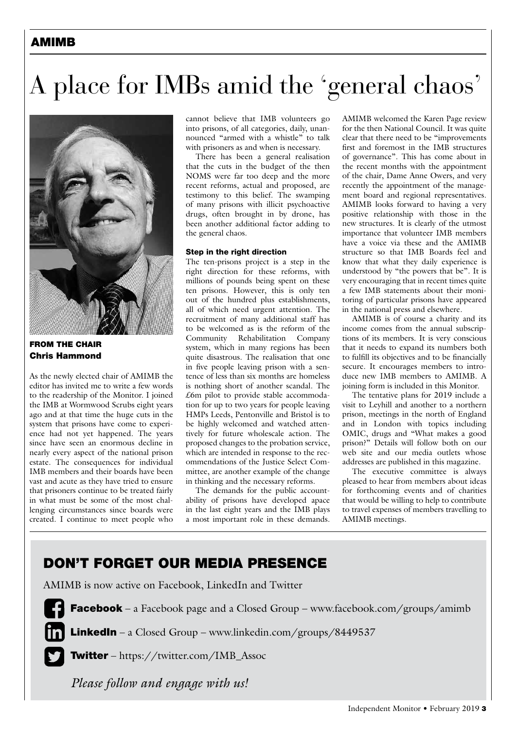AMIMB

# A place for IMBs amid the 'general chaos'

**FROM THE CHAIR**
**Chris Hammond**

As the newly elected chair of AMIMB the editor has invited me to write a few words to the readership of the Monitor. I joined the IMB at Wormwood Scrubs eight years ago and at that time the huge cuts in the system that prisons have come to experience had not yet happened. The years since have seen an enormous decline in nearly every aspect of the national prison estate. The consequences for individual IMB members and their boards have been vast and acute as they have tried to ensure that prisoners continue to be treated fairly in what must be some of the most challenging circumstances since boards were created. I continue to meet people who cannot believe that IMB volunteers go into prisons, of all categories, daily, unannounced "armed with a whistle" to talk with prisoners as and when is necessary.

There has been a general realisation that the cuts in the budget of the then NOMS were far too deep and the more recent reforms, actual and proposed, are testimony to this belief. The swamping of many prisons with illicit psychoactive drugs, often brought in by drone, has been another additional factor adding to the general chaos.

### Step in the right direction

The ten-prisons project is a step in the right direction for these reforms, with millions of pounds being spent on these ten prisons. However, this is only ten out of the hundred plus establishments, all of which need urgent attention. The recruitment of many additional staff has to be welcomed as is the reform of the Community Rehabilitation Company system, which in many regions has been quite disastrous. The realisation that one in five people leaving prison with a sentence of less than six months are homeless is nothing short of another scandal. The £6m pilot to provide stable accommodation for up to two years for people leaving HMPs Leeds, Pentonville and Bristol is to be highly welcomed and watched attentively for future wholescale action. The proposed changes to the probation service, which are intended in response to the recommendations of the Justice Select Committee, are another example of the change in thinking and the necessary reforms.

The demands for the public accountability of prisons have developed apace in the last eight years and the IMB plays a most important role in these demands. AMIMB welcomed the Karen Page review for the then National Council. It was quite clear that there need to be "improvements first and foremost in the IMB structures of governance". This has come about in the recent months with the appointment of the chair, Dame Anne Owers, and very recently the appointment of the management board and regional representatives. AMIMB looks forward to having a very positive relationship with those in the new structures. It is clearly of the utmost importance that volunteer IMB members have a voice via these and the AMIMB structure so that IMB Boards feel and know that what they daily experience is understood by "the powers that be". It is very encouraging that in recent times quite a few IMB statements about their monitoring of particular prisons have appeared in the national press and elsewhere.

AMIMB is of course a charity and its income comes from the annual subscriptions of its members. It is very conscious that it needs to expand its numbers both to fulfill its objectives and to be financially secure. It encourages members to introduce new IMB members to AMIMB. A joining form is included in this Monitor.

The tentative plans for 2019 include a visit to Leyhill and another to a northern prison, meetings in the north of England and in London with topics including OMIC, drugs and "What makes a good prison?" Details will follow both on our web site and our media outlets whose addresses are published in this magazine.

The executive committee is always pleased to hear from members about ideas for forthcoming events and of charities that would be willing to help to contribute to travel expenses of members travelling to AMIMB meetings.

## DON'T FORGET OUR MEDIA PRESENCE

AMIMB is now active on Facebook, LinkedIn and Twitter

- **Facebook** – a Facebook page and a Closed Group – www.facebook.com/groups/amimb
- **LinkedIn** – a Closed Group – www.linkedin.com/groups/8449537
- **Twitter** – https://twitter.com/IMB_Assoc

*Please follow and engage with us!*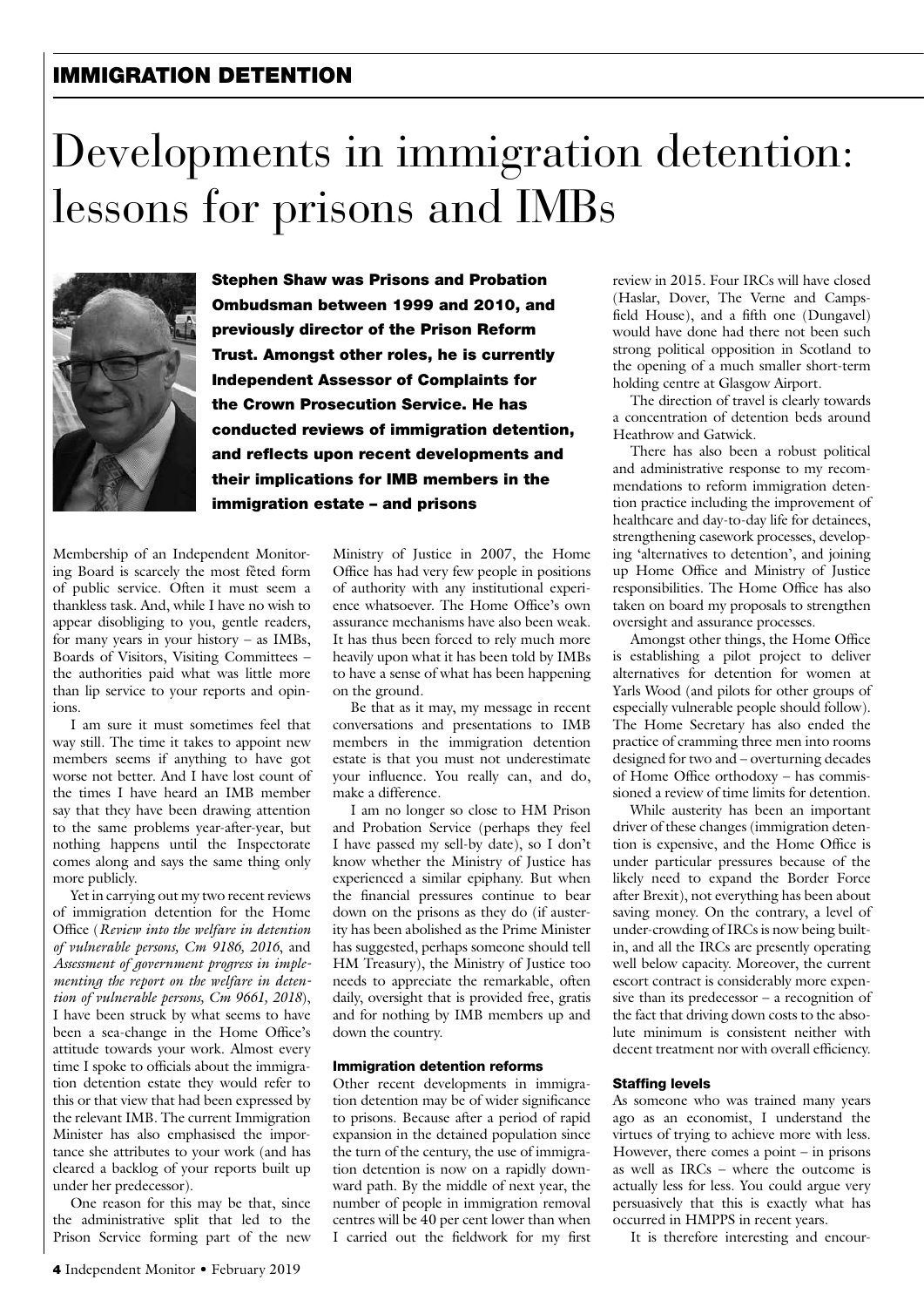## IMMIGRATION DETENTION

# Developments in immigration detention: lessons for prisons and IMBs

**Stephen Shaw was Prisons and Probation Ombudsman between 1999 and 2010, and previously director of the Prison Reform Trust. Amongst other roles, he is currently Independent Assessor of Complaints for the Crown Prosecution Service. He has conducted reviews of immigration detention, and reflects upon recent developments and their implications for IMB members in the immigration estate – and prisons**

Membership of an Independent Monitoring Board is scarcely the most fêted form of public service. Often it must seem a thankless task. And, while I have no wish to appear disobliging to you, gentle readers, for many years in your history – as IMBs, Boards of Visitors, Visiting Committees – the authorities paid what was little more than lip service to your reports and opinions.

I am sure it must sometimes feel that way still. The time it takes to appoint new members seems if anything to have got worse not better. And I have lost count of the times I have heard an IMB member say that they have been drawing attention to the same problems year-after-year, but nothing happens until the Inspectorate comes along and says the same thing only more publicly.

Yet in carrying out my two recent reviews of immigration detention for the Home Office (*Review into the welfare in detention of vulnerable persons, Cm 9186, 2016*, and *Assessment of government progress in implementing the report on the welfare in detention of vulnerable persons, Cm 9661, 2018*), I have been struck by what seems to have been a sea-change in the Home Office's attitude towards your work. Almost every time I spoke to officials about the immigration detention estate they would refer to this or that view that had been expressed by the relevant IMB. The current Immigration Minister has also emphasised the importance she attributes to your work (and has cleared a backlog of your reports built up under her predecessor).

One reason for this may be that, since the administrative split that led to the Prison Service forming part of the new Ministry of Justice in 2007, the Home Office has had very few people in positions of authority with any institutional experience whatsoever. The Home Office's own assurance mechanisms have also been weak. It has thus been forced to rely much more heavily upon what it has been told by IMBs to have a sense of what has been happening on the ground.

Be that as it may, my message in recent conversations and presentations to IMB members in the immigration detention estate is that you must not underestimate your influence. You really can, and do, make a difference.

I am no longer so close to HM Prison and Probation Service (perhaps they feel I have passed my sell-by date), so I don't know whether the Ministry of Justice has experienced a similar epiphany. But when the financial pressures continue to bear down on the prisons as they do (if austerity has been abolished as the Prime Minister has suggested, perhaps someone should tell HM Treasury), the Ministry of Justice too needs to appreciate the remarkable, often daily, oversight that is provided free, gratis and for nothing by IMB members up and down the country.

### Immigration detention reforms

Other recent developments in immigration detention may be of wider significance to prisons. Because after a period of rapid expansion in the detained population since the turn of the century, the use of immigration detention is now on a rapidly downward path. By the middle of next year, the number of people in immigration removal centres will be 40 per cent lower than when I carried out the fieldwork for my first review in 2015. Four IRCs will have closed (Haslar, Dover, The Verne and Campsfield House), and a fifth one (Dungavel) would have done had there not been such strong political opposition in Scotland to the opening of a much smaller short-term holding centre at Glasgow Airport.

The direction of travel is clearly towards a concentration of detention beds around Heathrow and Gatwick.

There has also been a robust political and administrative response to my recommendations to reform immigration detention practice including the improvement of healthcare and day-to-day life for detainees, strengthening casework processes, developing 'alternatives to detention', and joining up Home Office and Ministry of Justice responsibilities. The Home Office has also taken on board my proposals to strengthen oversight and assurance processes.

Amongst other things, the Home Office is establishing a pilot project to deliver alternatives for detention for women at Yarls Wood (and pilots for other groups of especially vulnerable people should follow). The Home Secretary has also ended the practice of cramming three men into rooms designed for two and – overturning decades of Home Office orthodoxy – has commissioned a review of time limits for detention.

While austerity has been an important driver of these changes (immigration detention is expensive, and the Home Office is under particular pressures because of the likely need to expand the Border Force after Brexit), not everything has been about saving money. On the contrary, a level of under-crowding of IRCs is now being built-in, and all the IRCs are presently operating well below capacity. Moreover, the current escort contract is considerably more expensive than its predecessor – a recognition of the fact that driving down costs to the absolute minimum is consistent neither with decent treatment nor with overall efficiency.

### Staffing levels

As someone who was trained many years ago as an economist, I understand the virtues of trying to achieve more with less. However, there comes a point – in prisons as well as IRCs – where the outcome is actually less for less. You could argue very persuasively that this is exactly what has occurred in HMPPS in recent years.

It is therefore interesting and encour-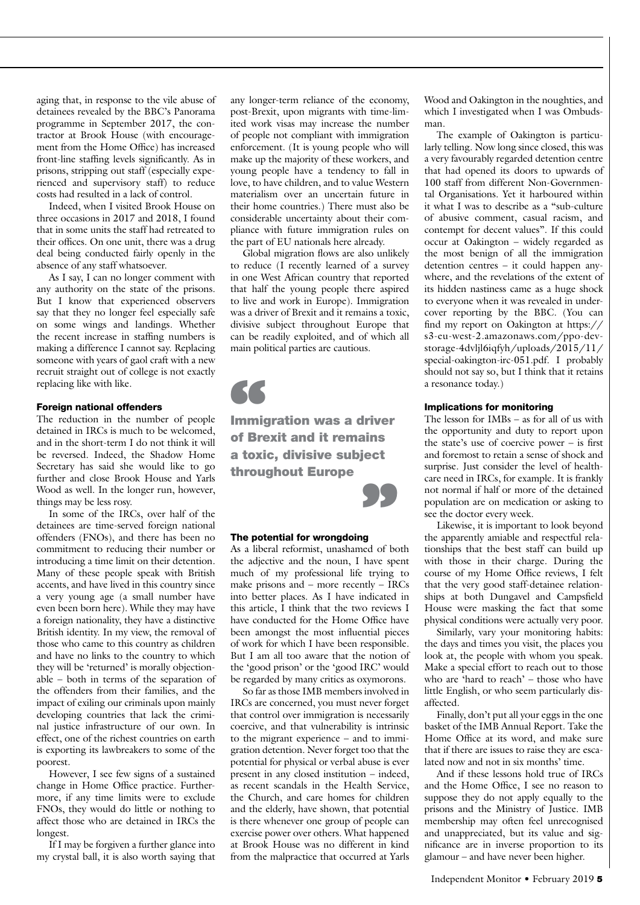aging that, in response to the vile abuse of detainees revealed by the BBC's Panorama programme in September 2017, the contractor at Brook House (with encouragement from the Home Office) has increased front-line staffing levels significantly. As in prisons, stripping out staff (especially experienced and supervisory staff) to reduce costs had resulted in a lack of control.

Indeed, when I visited Brook House on three occasions in 2017 and 2018, I found that in some units the staff had retreated to their offices. On one unit, there was a drug deal being conducted fairly openly in the absence of any staff whatsoever.

As I say, I can no longer comment with any authority on the state of the prisons. But I know that experienced observers say that they no longer feel especially safe on some wings and landings. Whether the recent increase in staffing numbers is making a difference I cannot say. Replacing someone with years of gaol craft with a new recruit straight out of college is not exactly replacing like with like.

#### Foreign national offenders

The reduction in the number of people detained in IRCs is much to be welcomed, and in the short-term I do not think it will be reversed. Indeed, the Shadow Home Secretary has said she would like to go further and close Brook House and Yarls Wood as well. In the longer run, however, things may be less rosy.

In some of the IRCs, over half of the detainees are time-served foreign national offenders (FNOs), and there has been no commitment to reducing their number or introducing a time limit on their detention. Many of these people speak with British accents, and have lived in this country since a very young age (a small number have even been born here). While they may have a foreign nationality, they have a distinctive British identity. In my view, the removal of those who came to this country as children and have no links to the country to which they will be 'returned' is morally objectionable – both in terms of the separation of the offenders from their families, and the impact of exiling our criminals upon mainly developing countries that lack the criminal justice infrastructure of our own. In effect, one of the richest countries on earth is exporting its lawbreakers to some of the poorest.

However, I see few signs of a sustained change in Home Office practice. Furthermore, if any time limits were to exclude FNOs, they would do little or nothing to affect those who are detained in IRCs the longest.

If I may be forgiven a further glance into my crystal ball, it is also worth saying that any longer-term reliance of the economy, post-Brexit, upon migrants with time-limited work visas may increase the number of people not compliant with immigration enforcement. (It is young people who will make up the majority of these workers, and young people have a tendency to fall in love, to have children, and to value Western materialism over an uncertain future in their home countries.) There must also be considerable uncertainty about their compliance with future immigration rules on the part of EU nationals here already.

Global migration flows are also unlikely to reduce (I recently learned of a survey in one West African country that reported that half the young people there aspired to live and work in Europe). Immigration was a driver of Brexit and it remains a toxic, divisive subject throughout Europe that can be readily exploited, and of which all main political parties are cautious.

> **Immigration was a driver of Brexit and it remains a toxic, divisive subject throughout Europe**

#### The potential for wrongdoing

As a liberal reformist, unashamed of both the adjective and the noun, I have spent much of my professional life trying to make prisons and – more recently – IRCs into better places. As I have indicated in this article, I think that the two reviews I have conducted for the Home Office have been amongst the most influential pieces of work for which I have been responsible. But I am all too aware that the notion of the 'good prison' or the 'good IRC' would be regarded by many critics as oxymorons.

So far as those IMB members involved in IRCs are concerned, you must never forget that control over immigration is necessarily coercive, and that vulnerability is intrinsic to the migrant experience – and to immigration detention. Never forget too that the potential for physical or verbal abuse is ever present in any closed institution – indeed, as recent scandals in the Health Service, the Church, and care homes for children and the elderly, have shown, that potential is there whenever one group of people can exercise power over others. What happened at Brook House was no different in kind from the malpractice that occurred at Yarls Wood and Oakington in the noughties, and which I investigated when I was Ombudsman.

The example of Oakington is particularly telling. Now long since closed, this was a very favourably regarded detention centre that had opened its doors to upwards of 100 staff from different Non-Governmental Organisations. Yet it harboured within it what I was to describe as a "sub-culture of abusive comment, casual racism, and contempt for decent values". If this could occur at Oakington – widely regarded as the most benign of all the immigration detention centres – it could happen anywhere, and the revelations of the extent of its hidden nastiness came as a huge shock to everyone when it was revealed in undercover reporting by the BBC. (You can find my report on Oakington at https://s3-eu-west-2.amazonaws.com/ppo-dev-storage-4dvljl6iqfyh/uploads/2015/11/special-oakington-irc-051.pdf. I probably should not say so, but I think that it retains a resonance today.)

#### Implications for monitoring

The lesson for IMBs – as for all of us with the opportunity and duty to report upon the state's use of coercive power – is first and foremost to retain a sense of shock and surprise. Just consider the level of healthcare need in IRCs, for example. It is frankly not normal if half or more of the detained population are on medication or asking to see the doctor every week.

Likewise, it is important to look beyond the apparently amiable and respectful relationships that the best staff can build up with those in their charge. During the course of my Home Office reviews, I felt that the very good staff-detainee relationships at both Dungavel and Campsfield House were masking the fact that some physical conditions were actually very poor.

Similarly, vary your monitoring habits: the days and times you visit, the places you look at, the people with whom you speak. Make a special effort to reach out to those who are 'hard to reach' – those who have little English, or who seem particularly disaffected.

Finally, don't put all your eggs in the one basket of the IMB Annual Report. Take the Home Office at its word, and make sure that if there are issues to raise they are escalated now and not in six months' time.

And if these lessons hold true of IRCs and the Home Office, I see no reason to suppose they do not apply equally to the prisons and the Ministry of Justice. IMB membership may often feel unrecognised and unappreciated, but its value and significance are in inverse proportion to its glamour – and have never been higher.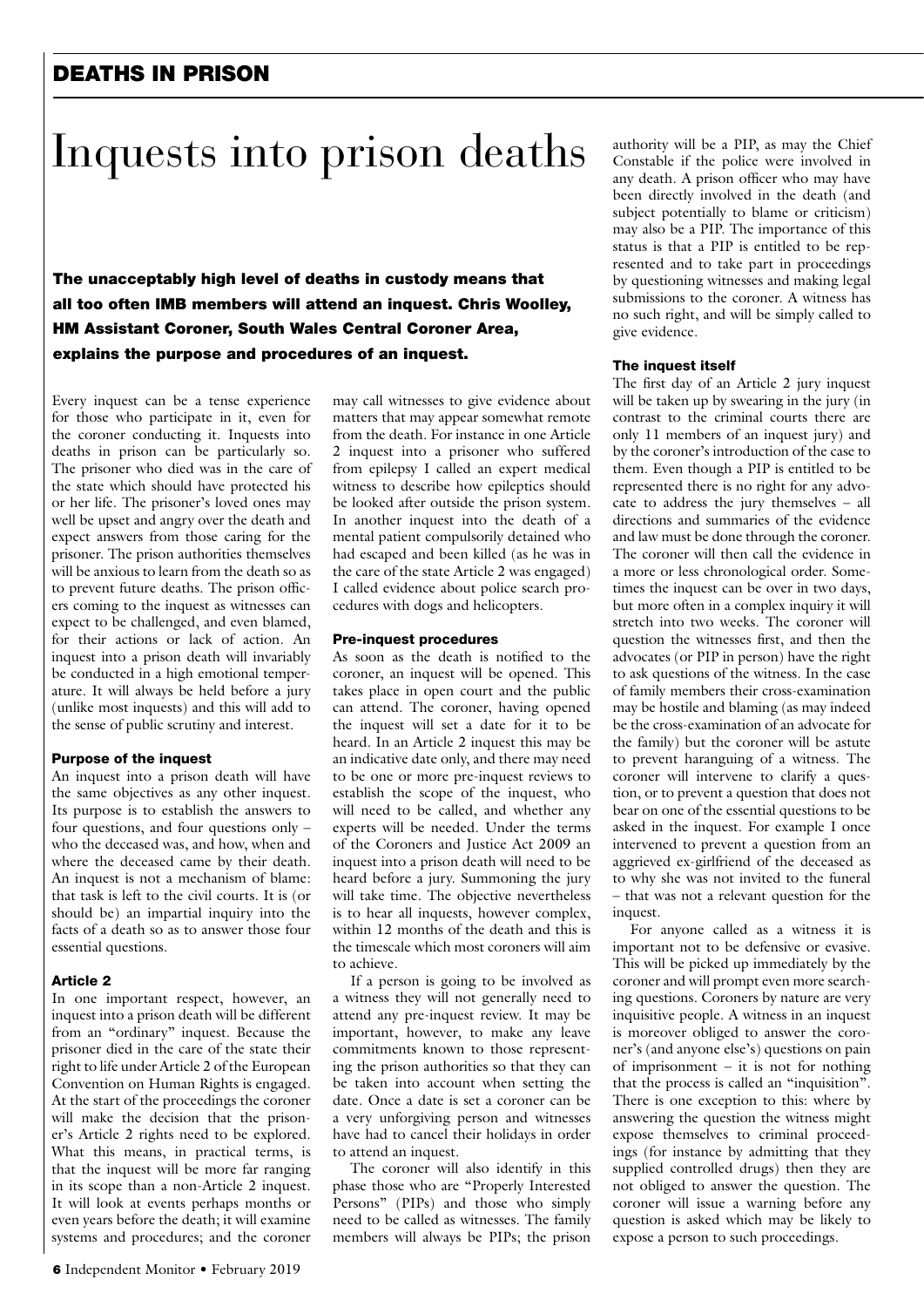# Inquests into prison deaths

**The unacceptably high level of deaths in custody means that all too often IMB members will attend an inquest. Chris Woolley, HM Assistant Coroner, South Wales Central Coroner Area, explains the purpose and procedures of an inquest.**

Every inquest can be a tense experience for those who participate in it, even for the coroner conducting it. Inquests into deaths in prison can be particularly so. The prisoner who died was in the care of the state which should have protected his or her life. The prisoner's loved ones may well be upset and angry over the death and expect answers from those caring for the prisoner. The prison authorities themselves will be anxious to learn from the death so as to prevent future deaths. The prison officers coming to the inquest as witnesses can expect to be challenged, and even blamed, for their actions or lack of action. An inquest into a prison death will invariably be conducted in a high emotional temperature. It will always be held before a jury (unlike most inquests) and this will add to the sense of public scrutiny and interest.

### Purpose of the inquest

An inquest into a prison death will have the same objectives as any other inquest. Its purpose is to establish the answers to four questions, and four questions only – who the deceased was, and how, when and where the deceased came by their death. An inquest is not a mechanism of blame: that task is left to the civil courts. It is (or should be) an impartial inquiry into the facts of a death so as to answer those four essential questions.

### Article 2

In one important respect, however, an inquest into a prison death will be different from an "ordinary" inquest. Because the prisoner died in the care of the state their right to life under Article 2 of the European Convention on Human Rights is engaged. At the start of the proceedings the coroner will make the decision that the prisoner's Article 2 rights need to be explored. What this means, in practical terms, is that the inquest will be more far ranging in its scope than a non-Article 2 inquest. It will look at events perhaps months or even years before the death; it will examine systems and procedures; and the coroner may call witnesses to give evidence about matters that may appear somewhat remote from the death. For instance in one Article 2 inquest into a prisoner who suffered from epilepsy I called an expert medical witness to describe how epileptics should be looked after outside the prison system. In another inquest into the death of a mental patient compulsorily detained who had escaped and been killed (as he was in the care of the state Article 2 was engaged) I called evidence about police search procedures with dogs and helicopters.

### Pre-inquest procedures

As soon as the death is notified to the coroner, an inquest will be opened. This takes place in open court and the public can attend. The coroner, having opened the inquest will set a date for it to be heard. In an Article 2 inquest this may be an indicative date only, and there may need to be one or more pre-inquest reviews to establish the scope of the inquest, who will need to be called, and whether any experts will be needed. Under the terms of the Coroners and Justice Act 2009 an inquest into a prison death will need to be heard before a jury. Summoning the jury will take time. The objective nevertheless is to hear all inquests, however complex, within 12 months of the death and this is the timescale which most coroners will aim to achieve.

If a person is going to be involved as a witness they will not generally need to attend any pre-inquest review. It may be important, however, to make any leave commitments known to those representing the prison authorities so that they can be taken into account when setting the date. Once a date is set a coroner can be a very unforgiving person and witnesses have had to cancel their holidays in order to attend an inquest.

The coroner will also identify in this phase those who are "Properly Interested Persons" (PIPs) and those who simply need to be called as witnesses. The family members will always be PIPs; the prison authority will be a PIP, as may the Chief Constable if the police were involved in any death. A prison officer who may have been directly involved in the death (and subject potentially to blame or criticism) may also be a PIP. The importance of this status is that a PIP is entitled to be represented and to take part in proceedings by questioning witnesses and making legal submissions to the coroner. A witness has no such right, and will be simply called to give evidence.

### The inquest itself

The first day of an Article 2 jury inquest will be taken up by swearing in the jury (in contrast to the criminal courts there are only 11 members of an inquest jury) and by the coroner's introduction of the case to them. Even though a PIP is entitled to be represented there is no right for any advocate to address the jury themselves – all directions and summaries of the evidence and law must be done through the coroner. The coroner will then call the evidence in a more or less chronological order. Sometimes the inquest can be over in two days, but more often in a complex inquiry it will stretch into two weeks. The coroner will question the witnesses first, and then the advocates (or PIP in person) have the right to ask questions of the witness. In the case of family members their cross-examination may be hostile and blaming (as may indeed be the cross-examination of an advocate for the family) but the coroner will be astute to prevent haranguing of a witness. The coroner will intervene to clarify a question, or to prevent a question that does not bear on one of the essential questions to be asked in the inquest. For example I once intervened to prevent a question from an aggrieved ex-girlfriend of the deceased as to why she was not invited to the funeral – that was not a relevant question for the inquest.

For anyone called as a witness it is important not to be defensive or evasive. This will be picked up immediately by the coroner and will prompt even more searching questions. Coroners by nature are very inquisitive people. A witness in an inquest is moreover obliged to answer the coroner's (and anyone else's) questions on pain of imprisonment – it is not for nothing that the process is called an "inquisition". There is one exception to this: where by answering the question the witness might expose themselves to criminal proceedings (for instance by admitting that they supplied controlled drugs) then they are not obliged to answer the question. The coroner will issue a warning before any question is asked which may be likely to expose a person to such proceedings.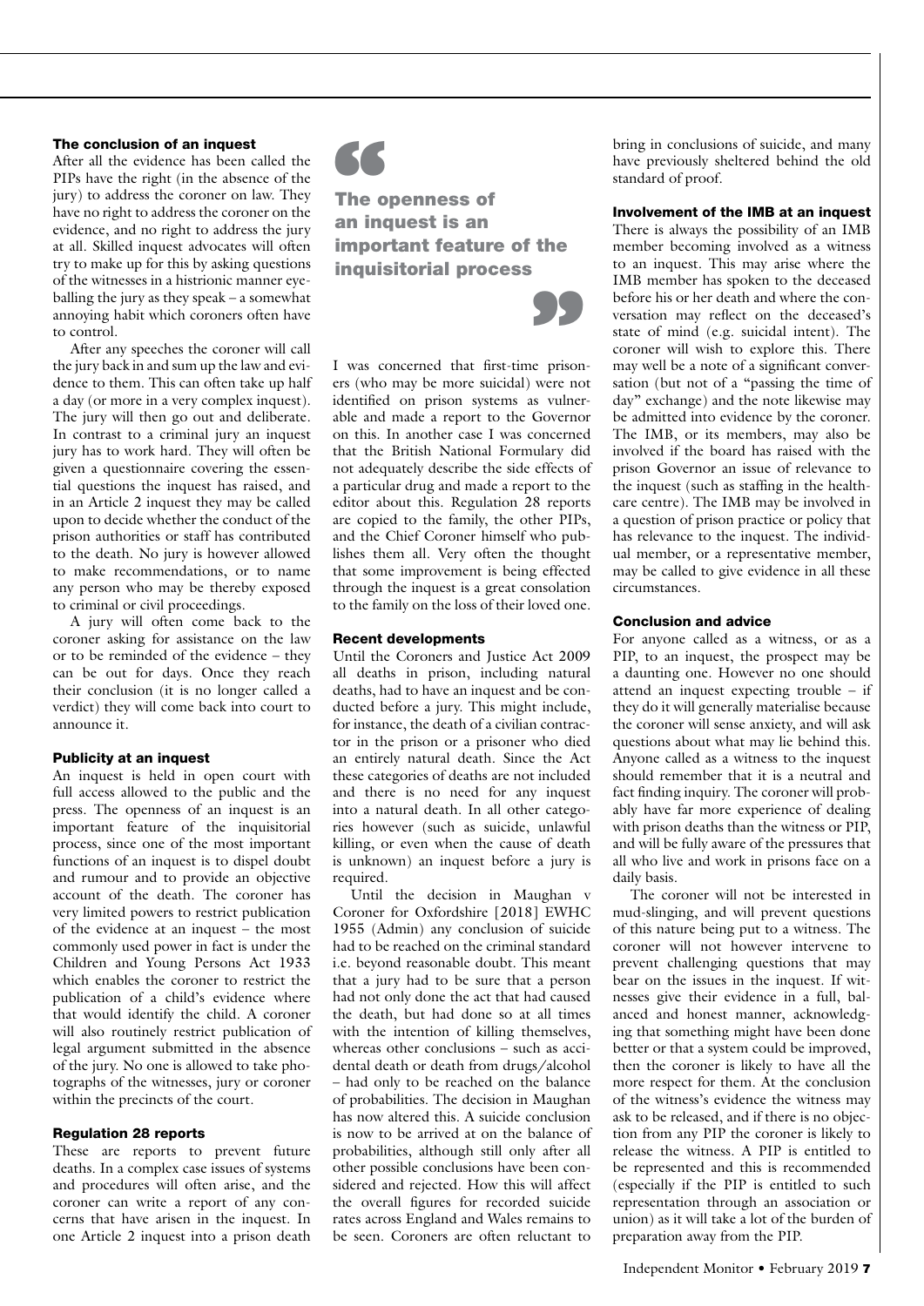### The conclusion of an inquest

After all the evidence has been called the PIPs have the right (in the absence of the jury) to address the coroner on law. They have no right to address the coroner on the evidence, and no right to address the jury at all. Skilled inquest advocates will often try to make up for this by asking questions of the witnesses in a histrionic manner eyeballing the jury as they speak – a somewhat annoying habit which coroners often have to control.

After any speeches the coroner will call the jury back in and sum up the law and evidence to them. This can often take up half a day (or more in a very complex inquest). The jury will then go out and deliberate. In contrast to a criminal jury an inquest jury has to work hard. They will often be given a questionnaire covering the essential questions the inquest has raised, and in an Article 2 inquest they may be called upon to decide whether the conduct of the prison authorities or staff has contributed to the death. No jury is however allowed to make recommendations, or to name any person who may be thereby exposed to criminal or civil proceedings.

A jury will often come back to the coroner asking for assistance on the law or to be reminded of the evidence – they can be out for days. Once they reach their conclusion (it is no longer called a verdict) they will come back into court to announce it.

### Publicity at an inquest

An inquest is held in open court with full access allowed to the public and the press. The openness of an inquest is an important feature of the inquisitorial process, since one of the most important functions of an inquest is to dispel doubt and rumour and to provide an objective account of the death. The coroner has very limited powers to restrict publication of the evidence at an inquest – the most commonly used power in fact is under the Children and Young Persons Act 1933 which enables the coroner to restrict the publication of a child's evidence where that would identify the child. A coroner will also routinely restrict publication of legal argument submitted in the absence of the jury. No one is allowed to take photographs of the witnesses, jury or coroner within the precincts of the court.

### Regulation 28 reports

These are reports to prevent future deaths. In a complex case issues of systems and procedures will often arise, and the coroner can write a report of any concerns that have arisen in the inquest. In one Article 2 inquest into a prison death I was concerned that first-time prisoners (who may be more suicidal) were not identified on prison systems as vulnerable and made a report to the Governor on this. In another case I was concerned that the British National Formulary did not adequately describe the side effects of a particular drug and made a report to the editor about this. Regulation 28 reports are copied to the family, the other PIPs, and the Chief Coroner himself who publishes them all. Very often the thought that some improvement is being effected through the inquest is a great consolation to the family on the loss of their loved one.

> **The openness of an inquest is an important feature of the inquisitorial process**

### Recent developments

Until the Coroners and Justice Act 2009 all deaths in prison, including natural deaths, had to have an inquest and be conducted before a jury. This might include, for instance, the death of a civilian contractor in the prison or a prisoner who died an entirely natural death. Since the Act these categories of deaths are not included and there is no need for any inquest into a natural death. In all other categories however (such as suicide, unlawful killing, or even when the cause of death is unknown) an inquest before a jury is required.

Until the decision in Maughan v Coroner for Oxfordshire [2018] EWHC 1955 (Admin) any conclusion of suicide had to be reached on the criminal standard i.e. beyond reasonable doubt. This meant that a jury had to be sure that a person had not only done the act that had caused the death, but had done so at all times with the intention of killing themselves, whereas other conclusions – such as accidental death or death from drugs/alcohol – had only to be reached on the balance of probabilities. The decision in Maughan has now altered this. A suicide conclusion is now to be arrived at on the balance of probabilities, although still only after all other possible conclusions have been considered and rejected. How this will affect the overall figures for recorded suicide rates across England and Wales remains to be seen. Coroners are often reluctant to bring in conclusions of suicide, and many have previously sheltered behind the old standard of proof.

### Involvement of the IMB at an inquest

There is always the possibility of an IMB member becoming involved as a witness to an inquest. This may arise where the IMB member has spoken to the deceased before his or her death and where the conversation may reflect on the deceased's state of mind (e.g. suicidal intent). The coroner will wish to explore this. There may well be a note of a significant conversation (but not of a "passing the time of day" exchange) and the note likewise may be admitted into evidence by the coroner. The IMB, or its members, may also be involved if the board has raised with the prison Governor an issue of relevance to the inquest (such as staffing in the healthcare centre). The IMB may be involved in a question of prison practice or policy that has relevance to the inquest. The individual member, or a representative member, may be called to give evidence in all these circumstances.

### Conclusion and advice

For anyone called as a witness, or as a PIP, to an inquest, the prospect may be a daunting one. However no one should attend an inquest expecting trouble – if they do it will generally materialise because the coroner will sense anxiety, and will ask questions about what may lie behind this. Anyone called as a witness to the inquest should remember that it is a neutral and fact finding inquiry. The coroner will probably have far more experience of dealing with prison deaths than the witness or PIP, and will be fully aware of the pressures that all who live and work in prisons face on a daily basis.

The coroner will not be interested in mud-slinging, and will prevent questions of this nature being put to a witness. The coroner will not however intervene to prevent challenging questions that may bear on the issues in the inquest. If witnesses give their evidence in a full, balanced and honest manner, acknowledging that something might have been done better or that a system could be improved, then the coroner is likely to have all the more respect for them. At the conclusion of the witness's evidence the witness may ask to be released, and if there is no objection from any PIP the coroner is likely to release the witness. A PIP is entitled to be represented and this is recommended (especially if the PIP is entitled to such representation through an association or union) as it will take a lot of the burden of preparation away from the PIP.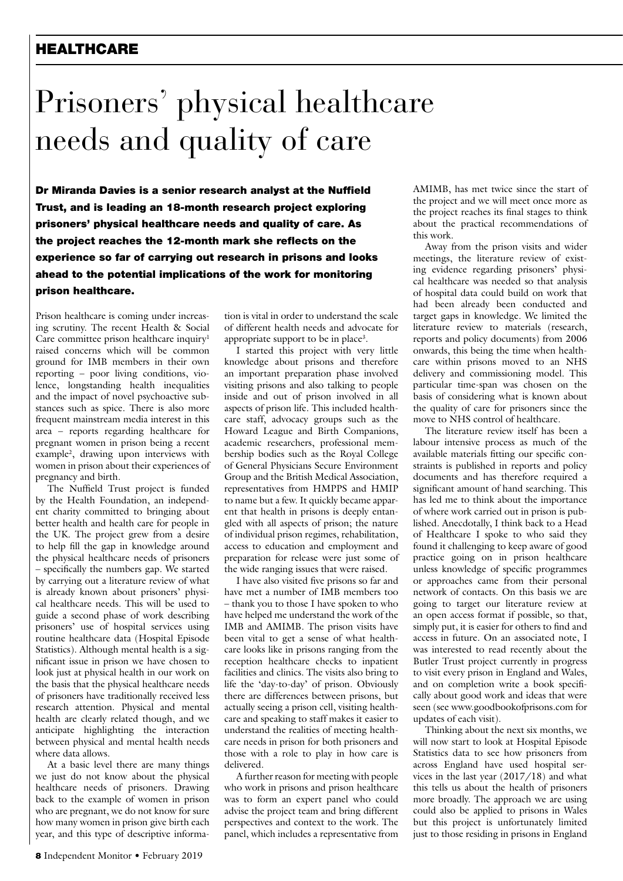# Prisoners' physical healthcare needs and quality of care

**Dr Miranda Davies is a senior research analyst at the Nuffield Trust, and is leading an 18-month research project exploring prisoners' physical healthcare needs and quality of care. As the project reaches the 12-month mark she reflects on the experience so far of carrying out research in prisons and looks ahead to the potential implications of the work for monitoring prison healthcare.**

Prison healthcare is coming under increasing scrutiny. The recent Health & Social Care committee prison healthcare inquiry[1] raised concerns which will be common ground for IMB members in their own reporting – poor living conditions, violence, longstanding health inequalities and the impact of novel psychoactive substances such as spice. There is also more frequent mainstream media interest in this area – reports regarding healthcare for pregnant women in prison being a recent example[2], drawing upon interviews with women in prison about their experiences of pregnancy and birth.

The Nuffield Trust project is funded by the Health Foundation, an independent charity committed to bringing about better health and health care for people in the UK. The project grew from a desire to help fill the gap in knowledge around the physical healthcare needs of prisoners – specifically the numbers gap. We started by carrying out a literature review of what is already known about prisoners' physical healthcare needs. This will be used to guide a second phase of work describing prisoners' use of hospital services using routine healthcare data (Hospital Episode Statistics). Although mental health is a significant issue in prison we have chosen to look just at physical health in our work on the basis that the physical healthcare needs of prisoners have traditionally received less research attention. Physical and mental health are clearly related though, and we anticipate highlighting the interaction between physical and mental health needs where data allows.

At a basic level there are many things we just do not know about the physical healthcare needs of prisoners. Drawing back to the example of women in prison who are pregnant, we do not know for sure how many women in prison give birth each year, and this type of descriptive information is vital in order to understand the scale of different health needs and advocate for appropriate support to be in place[3].

I started this project with very little knowledge about prisons and therefore an important preparation phase involved visiting prisons and also talking to people inside and out of prison involved in all aspects of prison life. This included healthcare staff, advocacy groups such as the Howard League and Birth Companions, academic researchers, professional membership bodies such as the Royal College of General Physicians Secure Environment Group and the British Medical Association, representatives from HMPPS and HMIP to name but a few. It quickly became apparent that health in prisons is deeply entangled with all aspects of prison; the nature of individual prison regimes, rehabilitation, access to education and employment and preparation for release were just some of the wide ranging issues that were raised.

I have also visited five prisons so far and have met a number of IMB members too – thank you to those I have spoken to who have helped me understand the work of the IMB and AMIMB. The prison visits have been vital to get a sense of what healthcare looks like in prisons ranging from the reception healthcare checks to inpatient facilities and clinics. The visits also bring to life the 'day-to-day' of prison. Obviously there are differences between prisons, but actually seeing a prison cell, visiting healthcare and speaking to staff makes it easier to understand the realities of meeting healthcare needs in prison for both prisoners and those with a role to play in how care is delivered.

A further reason for meeting with people who work in prisons and prison healthcare was to form an expert panel who could advise the project team and bring different perspectives and context to the work. The panel, which includes a representative from AMIMB, has met twice since the start of the project and we will meet once more as the project reaches its final stages to think about the practical recommendations of this work.

Away from the prison visits and wider meetings, the literature review of existing evidence regarding prisoners' physical healthcare was needed so that analysis of hospital data could build on work that had been already been conducted and target gaps in knowledge. We limited the literature review to materials (research, reports and policy documents) from 2006 onwards, this being the time when healthcare within prisons moved to an NHS delivery and commissioning model. This particular time-span was chosen on the basis of considering what is known about the quality of care for prisoners since the move to NHS control of healthcare.

The literature review itself has been a labour intensive process as much of the available materials fitting our specific constraints is published in reports and policy documents and has therefore required a significant amount of hand searching. This has led me to think about the importance of where work carried out in prison is published. Anecdotally, I think back to a Head of Healthcare I spoke to who said they found it challenging to keep aware of good practice going on in prison healthcare unless knowledge of specific programmes or approaches came from their personal network of contacts. On this basis we are going to target our literature review at an open access format if possible, so that, simply put, it is easier for others to find and access in future. On an associated note, I was interested to read recently about the Butler Trust project currently in progress to visit every prison in England and Wales, and on completion write a book specifically about good work and ideas that were seen (see www.goodbookofprisons.com for updates of each visit).

Thinking about the next six months, we will now start to look at Hospital Episode Statistics data to see how prisoners from across England have used hospital services in the last year (2017/18) and what this tells us about the health of prisoners more broadly. The approach we are using could also be applied to prisons in Wales but this project is unfortunately limited just to those residing in prisons in England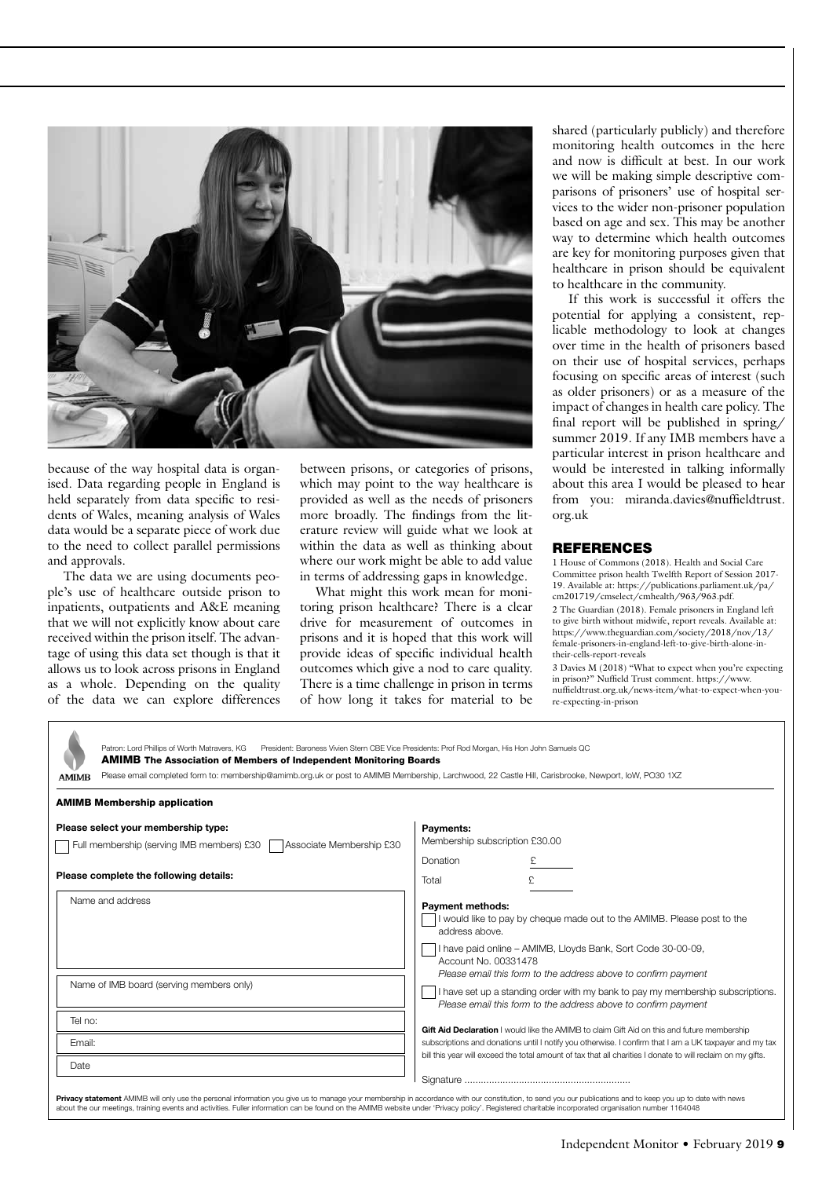because of the way hospital data is organised. Data regarding people in England is held separately from data specific to residents of Wales, meaning analysis of Wales data would be a separate piece of work due to the need to collect parallel permissions and approvals.

The data we are using documents people's use of healthcare outside prison to inpatients, outpatients and A&E meaning that we will not explicitly know about care received within the prison itself. The advantage of using this data set though is that it allows us to look across prisons in England as a whole. Depending on the quality of the data we can explore differences between prisons, or categories of prisons, which may point to the way healthcare is provided as well as the needs of prisoners more broadly. The findings from the literature review will guide what we look at within the data as well as thinking about where our work might be able to add value in terms of addressing gaps in knowledge.

What might this work mean for monitoring prison healthcare? There is a clear drive for measurement of outcomes in prisons and it is hoped that this work will provide ideas of specific individual health outcomes which give a nod to care quality. There is a time challenge in prison in terms of how long it takes for material to be shared (particularly publicly) and therefore monitoring health outcomes in the here and now is difficult at best. In our work we will be making simple descriptive comparisons of prisoners' use of hospital services to the wider non-prisoner population based on age and sex. This may be another way to determine which health outcomes are key for monitoring purposes given that healthcare in prison should be equivalent to healthcare in the community.

If this work is successful it offers the potential for applying a consistent, replicable methodology to look at changes over time in the health of prisoners based on their use of hospital services, perhaps focusing on specific areas of interest (such as older prisoners) or as a measure of the impact of changes in health care policy. The final report will be published in spring/summer 2019. If any IMB members have a particular interest in prison healthcare and would be interested in talking informally about this area I would be pleased to hear from you: miranda.davies@nuffieldtrust.org.uk

## REFERENCES

1 House of Commons (2018). Health and Social Care Committee prison health Twelfth Report of Session 2017-19. Available at: https://publications.parliament.uk/pa/cm201719/cmselect/cmhealth/963/963.pdf.

2 The Guardian (2018). Female prisoners in England left to give birth without midwife, report reveals. Available at: https://www.theguardian.com/society/2018/nov/13/female-prisoners-in-england-left-to-give-birth-alone-in-their-cells-report-reveals

3 Davies M (2018) "What to expect when you're expecting in prison?" Nuffield Trust comment. https://www.nuffieldtrust.org.uk/news-item/what-to-expect-when-you-re-expecting-in-prison

---

Patron: Lord Phillips of Worth Matravers, KG President: Baroness Vivien Stern CBE Vice Presidents: Prof Rod Morgan, His Hon John Samuels QC

**AMIMB The Association of Members of Independent Monitoring Boards**

Please email completed form to: membership@amimb.org.uk or post to AMIMB Membership, Larchwood, 22 Castle Hill, Carisbrooke, Newport, IoW, PO30 1XZ

**AMIMB Membership application**

**Please select your membership type:**

☐ Full membership (serving IMB members) £30 ☐ Associate Membership £30

**Please complete the following details:**

Name and address

Name of IMB board (serving members only)

Tel no:

Email:

Date

**Payments:**

Membership subscription £30.00

Donation £

Total £

**Payment methods:**

☐ I would like to pay by cheque made out to the AMIMB. Please post to the address above.

☐ I have paid online – AMIMB, Lloyds Bank, Sort Code 30-00-09, Account No. 00331478
*Please email this form to the address above to confirm payment*

☐ I have set up a standing order with my bank to pay my membership subscriptions.
*Please email this form to the address above to confirm payment*

**Gift Aid Declaration** I would like the AMIMB to claim Gift Aid on this and future membership subscriptions and donations until I notify you otherwise. I confirm that I am a UK taxpayer and my tax bill this year will exceed the total amount of tax that all charities I donate to will reclaim on my gifts.

Signature ............................................................

**Privacy statement** AMIMB will only use the personal information you give us to manage your membership in accordance with our constitution, to send you our publications and to keep you up to date with news about the our meetings, training events and activities. Fuller information can be found on the AMIMB website under 'Privacy policy'. Registered charitable incorporated organisation number 1164048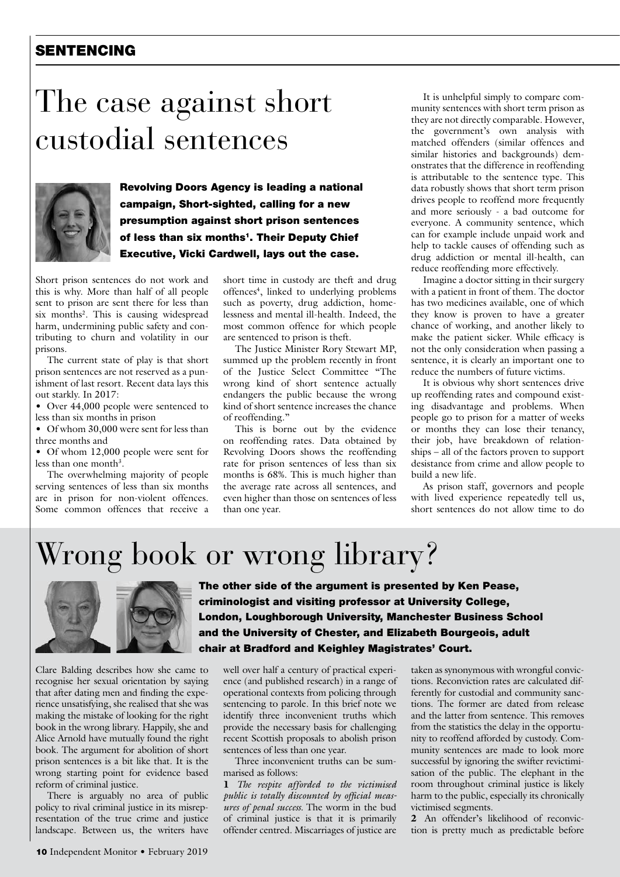## SENTENCING

# The case against short custodial sentences

**Revolving Doors Agency is leading a national campaign, Short-sighted, calling for a new presumption against short prison sentences of less than six months[1]. Their Deputy Chief Executive, Vicki Cardwell, lays out the case.**

Short prison sentences do not work and this is why. More than half of all people sent to prison are sent there for less than six months[2]. This is causing widespread harm, undermining public safety and contributing to churn and volatility in our prisons.

The current state of play is that short prison sentences are not reserved as a punishment of last resort. Recent data lays this out starkly. In 2017:

- Over 44,000 people were sentenced to less than six months in prison
- Of whom 30,000 were sent for less than three months and
- Of whom 12,000 people were sent for less than one month[3].

The overwhelming majority of people serving sentences of less than six months are in prison for non-violent offences. Some common offences that receive a short time in custody are theft and drug offences[4], linked to underlying problems such as poverty, drug addiction, homelessness and mental ill-health. Indeed, the most common offence for which people are sentenced to prison is theft.

The Justice Minister Rory Stewart MP, summed up the problem recently in front of the Justice Select Committee "The wrong kind of short sentence actually endangers the public because the wrong kind of short sentence increases the chance of reoffending."

This is borne out by the evidence on reoffending rates. Data obtained by Revolving Doors shows the reoffending rate for prison sentences of less than six months is 68%. This is much higher than the average rate across all sentences, and even higher than those on sentences of less than one year.

It is unhelpful simply to compare community sentences with short term prison as they are not directly comparable. However, the government's own analysis with matched offenders (similar offences and similar histories and backgrounds) demonstrates that the difference in reoffending is attributable to the sentence type. This data robustly shows that short term prison drives people to reoffend more frequently and more seriously - a bad outcome for everyone. A community sentence, which can for example include unpaid work and help to tackle causes of offending such as drug addiction or mental ill-health, can reduce reoffending more effectively.

Imagine a doctor sitting in their surgery with a patient in front of them. The doctor has two medicines available, one of which they know is proven to have a greater chance of working, and another likely to make the patient sicker. While efficacy is not the only consideration when passing a sentence, it is clearly an important one to reduce the numbers of future victims.

It is obvious why short sentences drive up reoffending rates and compound existing disadvantage and problems. When people go to prison for a matter of weeks or months they can lose their tenancy, their job, have breakdown of relationships – all of the factors proven to support desistance from crime and allow people to build a new life.

As prison staff, governors and people with lived experience repeatedly tell us, short sentences do not allow time to do

# Wrong book or wrong library?

**The other side of the argument is presented by Ken Pease, criminologist and visiting professor at University College, London, Loughborough University, Manchester Business School and the University of Chester, and Elizabeth Bourgeois, adult chair at Bradford and Keighley Magistrates' Court.**

Clare Balding describes how she came to recognise her sexual orientation by saying that after dating men and finding the experience unsatisfying, she realised that she was making the mistake of looking for the right book in the wrong library. Happily, she and Alice Arnold have mutually found the right book. The argument for abolition of short prison sentences is a bit like that. It is the wrong starting point for evidence based reform of criminal justice.

There is arguably no area of public policy to rival criminal justice in its misrepresentation of the true crime and justice landscape. Between us, the writers have well over half a century of practical experience (and published research) in a range of operational contexts from policing through sentencing to parole. In this brief note we identify three inconvenient truths which provide the necessary basis for challenging recent Scottish proposals to abolish prison sentences of less than one year.

Three inconvenient truths can be summarised as follows:

**1** *The respite afforded to the victimised public is totally discounted by official measures of penal success.* The worm in the bud of criminal justice is that it is primarily offender centred. Miscarriages of justice are taken as synonymous with wrongful convictions. Reconviction rates are calculated differently for custodial and community sanctions. The former are dated from release and the latter from sentence. This removes from the statistics the delay in the opportunity to reoffend afforded by custody. Community sentences are made to look more successful by ignoring the swifter revictimisation of the public. The elephant in the room throughout criminal justice is likely harm to the public, especially its chronically victimised segments.

**2** An offender's likelihood of reconviction is pretty much as predictable before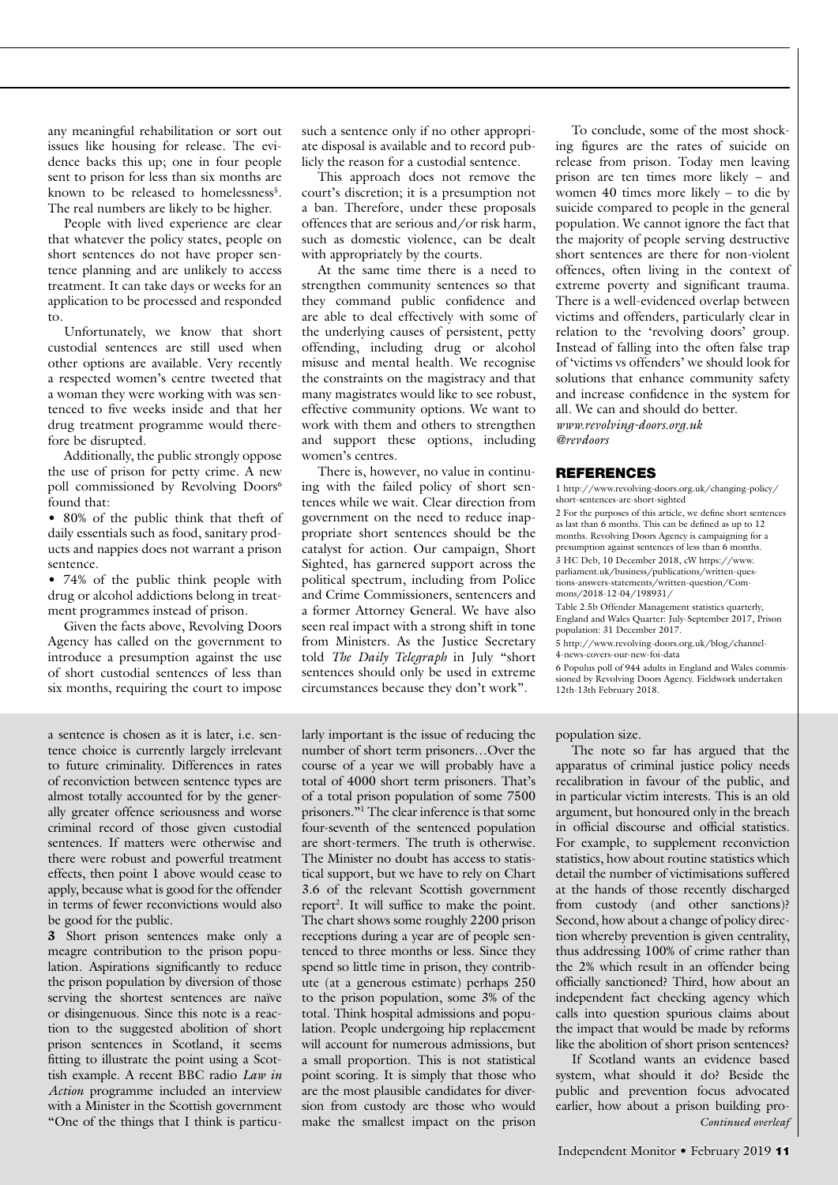any meaningful rehabilitation or sort out issues like housing for release. The evidence backs this up; one in four people sent to prison for less than six months are known to be released to homelessness[5]. The real numbers are likely to be higher.

People with lived experience are clear that whatever the policy states, people on short sentences do not have proper sentence planning and are unlikely to access treatment. It can take days or weeks for an application to be processed and responded to.

Unfortunately, we know that short custodial sentences are still used when other options are available. Very recently a respected women's centre tweeted that a woman they were working with was sentenced to five weeks inside and that her drug treatment programme would therefore be disrupted.

Additionally, the public strongly oppose the use of prison for petty crime. A new poll commissioned by Revolving Doors[6] found that:

- 80% of the public think that theft of daily essentials such as food, sanitary products and nappies does not warrant a prison sentence.
- 74% of the public think people with drug or alcohol addictions belong in treatment programmes instead of prison.

Given the facts above, Revolving Doors Agency has called on the government to introduce a presumption against the use of short custodial sentences of less than six months, requiring the court to impose such a sentence only if no other appropriate disposal is available and to record publicly the reason for a custodial sentence.

This approach does not remove the court's discretion; it is a presumption not a ban. Therefore, under these proposals offences that are serious and/or risk harm, such as domestic violence, can be dealt with appropriately by the courts.

At the same time there is a need to strengthen community sentences so that they command public confidence and are able to deal effectively with some of the underlying causes of persistent, petty offending, including drug or alcohol misuse and mental health. We recognise the constraints on the magistracy and that many magistrates would like to see robust, effective community options. We want to work with them and others to strengthen and support these options, including women's centres.

There is, however, no value in continuing with the failed policy of short sentences while we wait. Clear direction from government on the need to reduce inappropriate short sentences should be the catalyst for action. Our campaign, Short Sighted, has garnered support across the political spectrum, including from Police and Crime Commissioners, sentencers and a former Attorney General. We have also seen real impact with a strong shift in tone from Ministers. As the Justice Secretary told *The Daily Telegraph* in July "short sentences should only be used in extreme circumstances because they don't work".

To conclude, some of the most shocking figures are the rates of suicide on release from prison. Today men leaving prison are ten times more likely – and women 40 times more likely – to die by suicide compared to people in the general population. We cannot ignore the fact that the majority of people serving destructive short sentences are there for non-violent offences, often living in the context of extreme poverty and significant trauma. There is a well-evidenced overlap between victims and offenders, particularly clear in relation to the 'revolving doors' group. Instead of falling into the often false trap of 'victims vs offenders' we should look for solutions that enhance community safety and increase confidence in the system for all. We can and should do better.

*www.revolving-doors.org.uk*
*@revdoors*

## REFERENCES

1 http://www.revolving-doors.org.uk/changing-policy/short-sentences-are-short-sighted

2 For the purposes of this article, we define short sentences as last than 6 months. This can be defined as up to 12 months. Revolving Doors Agency is campaigning for a presumption against sentences of less than 6 months.

3 HC Deb, 10 December 2018, cW https://www.parliament.uk/business/publications/written-questions-answers-statements/written-question/Commons/2018-12-04/198931/

Table 2.5b Offender Management statistics quarterly, England and Wales Quarter: July-September 2017, Prison population: 31 December 2017.

5 http://www.revolving-doors.org.uk/blog/channel-4-news-covers-our-new-foi-data

6 Populus poll of 944 adults in England and Wales commissioned by Revolving Doors Agency. Fieldwork undertaken 12th-13th February 2018.

---

a sentence is chosen as it is later, i.e. sentence choice is currently largely irrelevant to future criminality. Differences in rates of reconviction between sentence types are almost totally accounted for by the generally greater offence seriousness and worse criminal record of those given custodial sentences. If matters were otherwise and there were robust and powerful treatment effects, then point 1 above would cease to apply, because what is good for the offender in terms of fewer reconvictions would also be good for the public.

**3** Short prison sentences make only a meagre contribution to the prison population. Aspirations significantly to reduce the prison population by diversion of those serving the shortest sentences are naïve or disingenuous. Since this note is a reaction to the suggested abolition of short prison sentences in Scotland, it seems fitting to illustrate the point using a Scottish example. A recent BBC radio *Law in Action* programme included an interview with a Minister in the Scottish government "One of the things that I think is particularly important is the issue of reducing the number of short term prisoners…Over the course of a year we will probably have a total of 4000 short term prisoners. That's of a total prison population of some 7500 prisoners."[1] The clear inference is that some four-seventh of the sentenced population are short-termers. The truth is otherwise. The Minister no doubt has access to statistical support, but we have to rely on Chart 3.6 of the relevant Scottish government report[2]. It will suffice to make the point. The chart shows some roughly 2200 prison receptions during a year are of people sentenced to three months or less. Since they spend so little time in prison, they contribute (at a generous estimate) perhaps 250 to the prison population, some 3% of the total. Think hospital admissions and population. People undergoing hip replacement will account for numerous admissions, but a small proportion. This is not statistical point scoring. It is simply that those who are the most plausible candidates for diversion from custody are those who would make the smallest impact on the prison population size.

The note so far has argued that the apparatus of criminal justice policy needs recalibration in favour of the public, and in particular victim interests. This is an old argument, but honoured only in the breach in official discourse and official statistics. For example, to supplement reconviction statistics, how about routine statistics which detail the number of victimisations suffered at the hands of those recently discharged from custody (and other sanctions)? Second, how about a change of policy direction whereby prevention is given centrality, thus addressing 100% of crime rather than the 2% which result in an offender being officially sanctioned? Third, how about an independent fact checking agency which calls into question spurious claims about the impact that would be made by reforms like the abolition of short prison sentences?

If Scotland wants an evidence based system, what should it do? Beside the public and prevention focus advocated earlier, how about a prison building pro-

*Continued overleaf*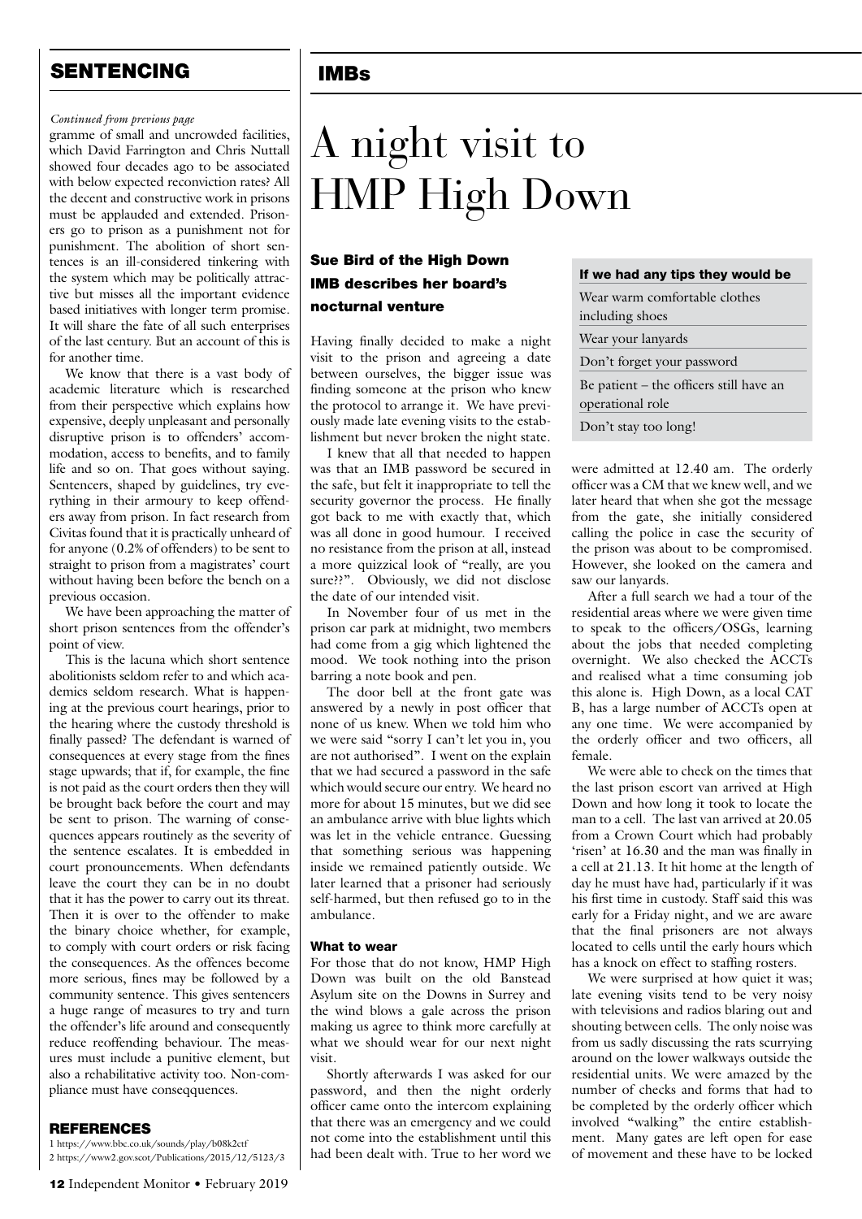## SENTENCING

*Continued from previous page*

gramme of small and uncrowded facilities, which David Farrington and Chris Nuttall showed four decades ago to be associated with below expected reconviction rates? All the decent and constructive work in prisons must be applauded and extended. Prisoners go to prison as a punishment not for punishment. The abolition of short sentences is an ill-considered tinkering with the system which may be politically attractive but misses all the important evidence based initiatives with longer term promise. It will share the fate of all such enterprises of the last century. But an account of this is for another time.

We know that there is a vast body of academic literature which is researched from their perspective which explains how expensive, deeply unpleasant and personally disruptive prison is to offenders' accommodation, access to benefits, and to family life and so on. That goes without saying. Sentencers, shaped by guidelines, try everything in their armoury to keep offenders away from prison. In fact research from Civitas found that it is practically unheard of for anyone (0.2% of offenders) to be sent to straight to prison from a magistrates' court without having been before the bench on a previous occasion.

We have been approaching the matter of short prison sentences from the offender's point of view.

This is the lacuna which short sentence abolitionists seldom refer to and which academics seldom research. What is happening at the previous court hearings, prior to the hearing where the custody threshold is finally passed? The defendant is warned of consequences at every stage from the fines stage upwards; that if, for example, the fine is not paid as the court orders then they will be brought back before the court and may be sent to prison. The warning of consequences appears routinely as the severity of the sentence escalates. It is embedded in court pronouncements. When defendants leave the court they can be in no doubt that it has the power to carry out its threat. Then it is over to the offender to make the binary choice whether, for example, to comply with court orders or risk facing the consequences. As the offences become more serious, fines may be followed by a community sentence. This gives sentencers a huge range of measures to try and turn the offender's life around and consequently reduce reoffending behaviour. The measures must include a punitive element, but also a rehabilitative activity too. Non-compliance must have conseqquences.

### REFERENCES

1 https://www.bbc.co.uk/sounds/play/b08k2ctf
2 https://www2.gov.scot/Publications/2015/12/5123/3

## IMBs

# A night visit to HMP High Down

### Sue Bird of the High Down IMB describes her board's nocturnal venture

Having finally decided to make a night visit to the prison and agreeing a date between ourselves, the bigger issue was finding someone at the prison who knew the protocol to arrange it. We have previously made late evening visits to the establishment but never broken the night state.

I knew that all that needed to happen was that an IMB password be secured in the safe, but felt it inappropriate to tell the security governor the process. He finally got back to me with exactly that, which was all done in good humour. I received no resistance from the prison at all, instead a more quizzical look of "really, are you sure??". Obviously, we did not disclose the date of our intended visit.

In November four of us met in the prison car park at midnight, two members had come from a gig which lightened the mood. We took nothing into the prison barring a note book and pen.

The door bell at the front gate was answered by a newly in post officer that none of us knew. When we told him who we were said "sorry I can't let you in, you are not authorised". I went on the explain that we had secured a password in the safe which would secure our entry. We heard no more for about 15 minutes, but we did see an ambulance arrive with blue lights which was let in the vehicle entrance. Guessing that something serious was happening inside we remained patiently outside. We later learned that a prisoner had seriously self-harmed, but then refused go to in the ambulance.

#### What to wear

For those that do not know, HMP High Down was built on the old Banstead Asylum site on the Downs in Surrey and the wind blows a gale across the prison making us agree to think more carefully at what we should wear for our next night visit.

Shortly afterwards I was asked for our password, and then the night orderly officer came onto the intercom explaining that there was an emergency and we could not come into the establishment until this had been dealt with. True to her word we were admitted at 12.40 am. The orderly officer was a CM that we knew well, and we later heard that when she got the message from the gate, she initially considered calling the police in case the security of the prison was about to be compromised. However, she looked on the camera and saw our lanyards.

| If we had any tips they would be |
|---|
| Wear warm comfortable clothes including shoes |
| Wear your lanyards |
| Don't forget your password |
| Be patient – the officers still have an operational role |
| Don't stay too long! |

After a full search we had a tour of the residential areas where we were given time to speak to the officers/OSGs, learning about the jobs that needed completing overnight. We also checked the ACCTs and realised what a time consuming job this alone is. High Down, as a local CAT B, has a large number of ACCTs open at any one time. We were accompanied by the orderly officer and two officers, all female.

We were able to check on the times that the last prison escort van arrived at High Down and how long it took to locate the man to a cell. The last van arrived at 20.05 from a Crown Court which had probably 'risen' at 16.30 and the man was finally in a cell at 21.13. It hit home at the length of day he must have had, particularly if it was his first time in custody. Staff said this was early for a Friday night, and we are aware that the final prisoners are not always located to cells until the early hours which has a knock on effect to staffing rosters.

We were surprised at how quiet it was; late evening visits tend to be very noisy with televisions and radios blaring out and shouting between cells. The only noise was from us sadly discussing the rats scurrying around on the lower walkways outside the residential units. We were amazed by the number of checks and forms that had to be completed by the orderly officer which involved "walking" the entire establishment. Many gates are left open for ease of movement and these have to be locked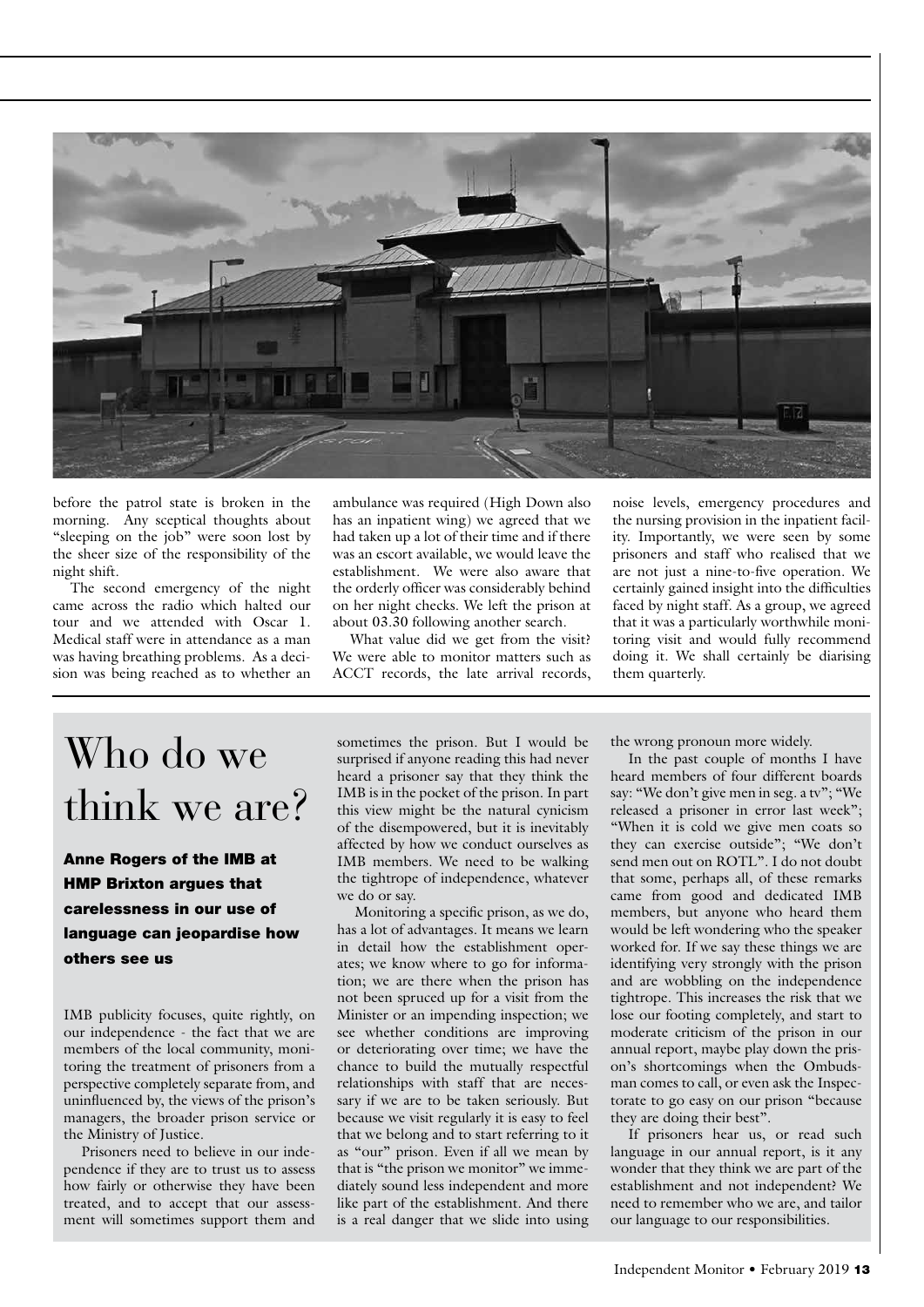before the patrol state is broken in the morning. Any sceptical thoughts about "sleeping on the job" were soon lost by the sheer size of the responsibility of the night shift.

The second emergency of the night came across the radio which halted our tour and we attended with Oscar 1. Medical staff were in attendance as a man was having breathing problems. As a decision was being reached as to whether an ambulance was required (High Down also has an inpatient wing) we agreed that we had taken up a lot of their time and if there was an escort available, we would leave the establishment. We were also aware that the orderly officer was considerably behind on her night checks. We left the prison at about 03.30 following another search.

What value did we get from the visit? We were able to monitor matters such as ACCT records, the late arrival records, noise levels, emergency procedures and the nursing provision in the inpatient facility. Importantly, we were seen by some prisoners and staff who realised that we are not just a nine-to-five operation. We certainly gained insight into the difficulties faced by night staff. As a group, we agreed that it was a particularly worthwhile monitoring visit and would fully recommend doing it. We shall certainly be diarising them quarterly.

# Who do we think we are?

**Anne Rogers of the IMB at HMP Brixton argues that carelessness in our use of language can jeopardise how others see us**

IMB publicity focuses, quite rightly, on our independence - the fact that we are members of the local community, monitoring the treatment of prisoners from a perspective completely separate from, and uninfluenced by, the views of the prison's managers, the broader prison service or the Ministry of Justice.

Prisoners need to believe in our independence if they are to trust us to assess how fairly or otherwise they have been treated, and to accept that our assessment will sometimes support them and sometimes the prison. But I would be surprised if anyone reading this had never heard a prisoner say that they think the IMB is in the pocket of the prison. In part this view might be the natural cynicism of the disempowered, but it is inevitably affected by how we conduct ourselves as IMB members. We need to be walking the tightrope of independence, whatever we do or say.

Monitoring a specific prison, as we do, has a lot of advantages. It means we learn in detail how the establishment operates; we know where to go for information; we are there when the prison has not been spruced up for a visit from the Minister or an impending inspection; we see whether conditions are improving or deteriorating over time; we have the chance to build the mutually respectful relationships with staff that are necessary if we are to be taken seriously. But because we visit regularly it is easy to feel that we belong and to start referring to it as "our" prison. Even if all we mean by that is "the prison we monitor" we immediately sound less independent and more like part of the establishment. And there is a real danger that we slide into using the wrong pronoun more widely.

In the past couple of months I have heard members of four different boards say: "We don't give men in seg. a tv"; "We released a prisoner in error last week"; "When it is cold we give men coats so they can exercise outside"; "We don't send men out on ROTL". I do not doubt that some, perhaps all, of these remarks came from good and dedicated IMB members, but anyone who heard them would be left wondering who the speaker worked for. If we say these things we are identifying very strongly with the prison and are wobbling on the independence tightrope. This increases the risk that we lose our footing completely, and start to moderate criticism of the prison in our annual report, maybe play down the prison's shortcomings when the Ombudsman comes to call, or even ask the Inspectorate to go easy on our prison "because they are doing their best".

If prisoners hear us, or read such language in our annual report, is it any wonder that they think we are part of the establishment and not independent? We need to remember who we are, and tailor our language to our responsibilities.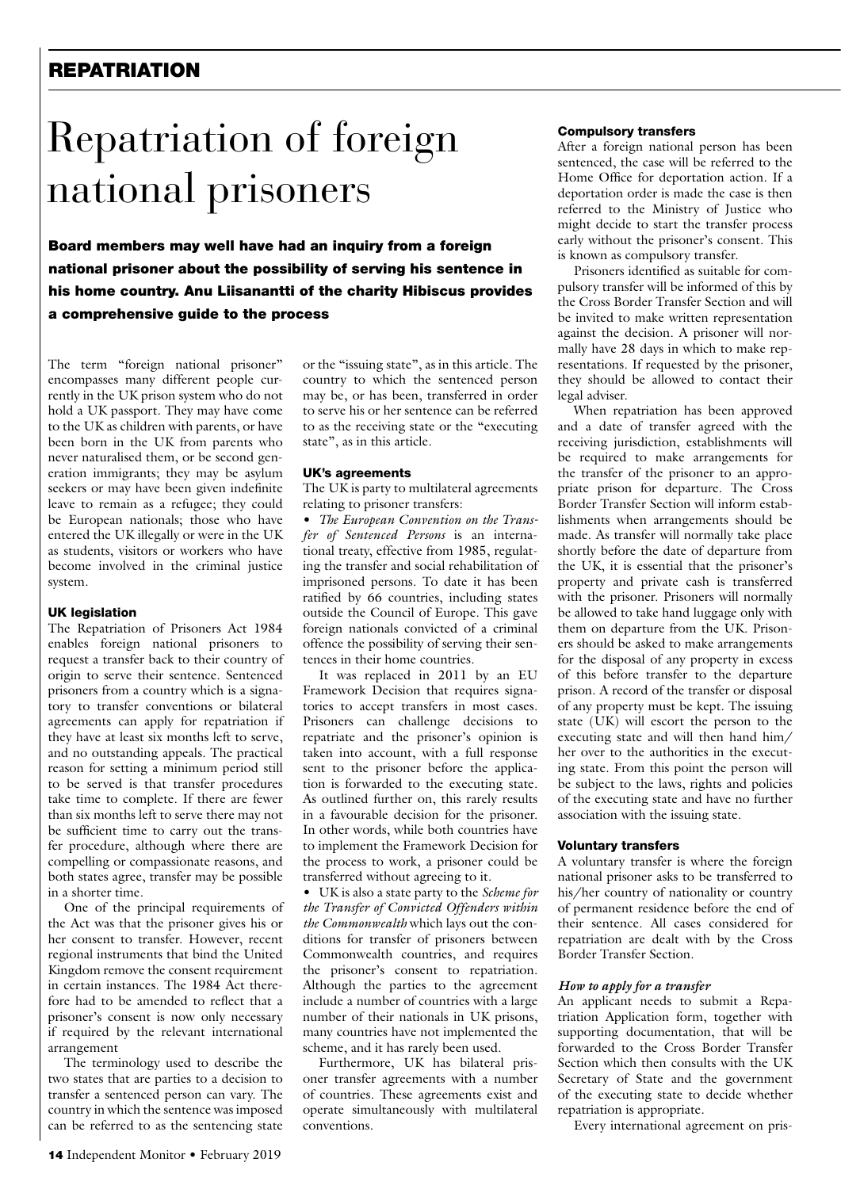# Repatriation of foreign national prisoners

**Board members may well have had an inquiry from a foreign national prisoner about the possibility of serving his sentence in his home country. Anu Liisanantti of the charity Hibiscus provides a comprehensive guide to the process**

The term "foreign national prisoner" encompasses many different people currently in the UK prison system who do not hold a UK passport. They may have come to the UK as children with parents, or have been born in the UK from parents who never naturalised them, or be second generation immigrants; they may be asylum seekers or may have been given indefinite leave to remain as a refugee; they could be European nationals; those who have entered the UK illegally or were in the UK as students, visitors or workers who have become involved in the criminal justice system.

### UK legislation

The Repatriation of Prisoners Act 1984 enables foreign national prisoners to request a transfer back to their country of origin to serve their sentence. Sentenced prisoners from a country which is a signatory to transfer conventions or bilateral agreements can apply for repatriation if they have at least six months left to serve, and no outstanding appeals. The practical reason for setting a minimum period still to be served is that transfer procedures take time to complete. If there are fewer than six months left to serve there may not be sufficient time to carry out the transfer procedure, although where there are compelling or compassionate reasons, and both states agree, transfer may be possible in a shorter time.

One of the principal requirements of the Act was that the prisoner gives his or her consent to transfer. However, recent regional instruments that bind the United Kingdom remove the consent requirement in certain instances. The 1984 Act therefore had to be amended to reflect that a prisoner's consent is now only necessary if required by the relevant international arrangement

The terminology used to describe the two states that are parties to a decision to transfer a sentenced person can vary. The country in which the sentence was imposed can be referred to as the sentencing state or the "issuing state", as in this article. The country to which the sentenced person may be, or has been, transferred in order to serve his or her sentence can be referred to as the receiving state or the "executing state", as in this article.

### UK's agreements

The UK is party to multilateral agreements relating to prisoner transfers:

- *The European Convention on the Transfer of Sentenced Persons* is an international treaty, effective from 1985, regulating the transfer and social rehabilitation of imprisoned persons. To date it has been ratified by 66 countries, including states outside the Council of Europe. This gave foreign nationals convicted of a criminal offence the possibility of serving their sentences in their home countries.

  It was replaced in 2011 by an EU Framework Decision that requires signatories to accept transfers in most cases. Prisoners can challenge decisions to repatriate and the prisoner's opinion is taken into account, with a full response sent to the prisoner before the application is forwarded to the executing state. As outlined further on, this rarely results in a favourable decision for the prisoner. In other words, while both countries have to implement the Framework Decision for the process to work, a prisoner could be transferred without agreeing to it.

- UK is also a state party to the *Scheme for the Transfer of Convicted Offenders within the Commonwealth* which lays out the conditions for transfer of prisoners between Commonwealth countries, and requires the prisoner's consent to repatriation. Although the parties to the agreement include a number of countries with a large number of their nationals in UK prisons, many countries have not implemented the scheme, and it has rarely been used.

Furthermore, UK has bilateral prisoner transfer agreements with a number of countries. These agreements exist and operate simultaneously with multilateral conventions.

### Compulsory transfers

After a foreign national person has been sentenced, the case will be referred to the Home Office for deportation action. If a deportation order is made the case is then referred to the Ministry of Justice who might decide to start the transfer process early without the prisoner's consent. This is known as compulsory transfer.

Prisoners identified as suitable for compulsory transfer will be informed of this by the Cross Border Transfer Section and will be invited to make written representation against the decision. A prisoner will normally have 28 days in which to make representations. If requested by the prisoner, they should be allowed to contact their legal adviser.

When repatriation has been approved and a date of transfer agreed with the receiving jurisdiction, establishments will be required to make arrangements for the transfer of the prisoner to an appropriate prison for departure. The Cross Border Transfer Section will inform establishments when arrangements should be made. As transfer will normally take place shortly before the date of departure from the UK, it is essential that the prisoner's property and private cash is transferred with the prisoner. Prisoners will normally be allowed to take hand luggage only with them on departure from the UK. Prisoners should be asked to make arrangements for the disposal of any property in excess of this before transfer to the departure prison. A record of the transfer or disposal of any property must be kept. The issuing state (UK) will escort the person to the executing state and will then hand him/her over to the authorities in the executing state. From this point the person will be subject to the laws, rights and policies of the executing state and have no further association with the issuing state.

### Voluntary transfers

A voluntary transfer is where the foreign national prisoner asks to be transferred to his/her country of nationality or country of permanent residence before the end of their sentence. All cases considered for repatriation are dealt with by the Cross Border Transfer Section.

#### *How to apply for a transfer*

An applicant needs to submit a Repatriation Application form, together with supporting documentation, that will be forwarded to the Cross Border Transfer Section which then consults with the UK Secretary of State and the government of the executing state to decide whether repatriation is appropriate.

Every international agreement on pris-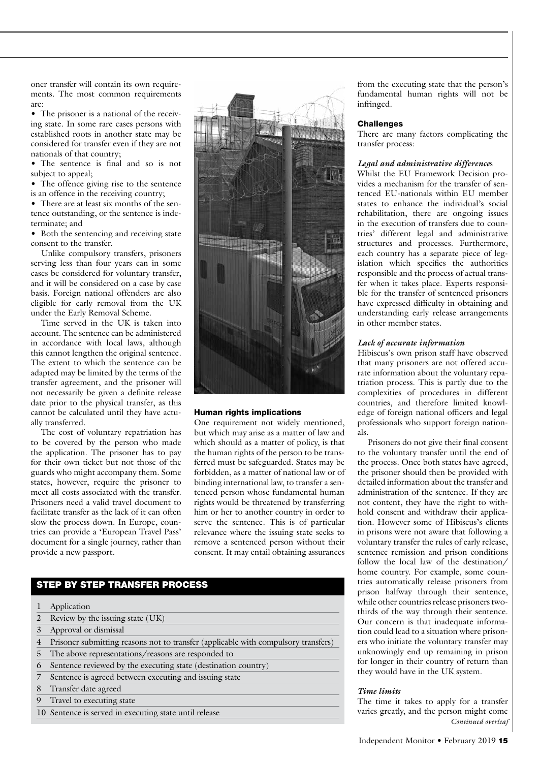oner transfer will contain its own requirements. The most common requirements are:

- The prisoner is a national of the receiving state. In some rare cases persons with established roots in another state may be considered for transfer even if they are not nationals of that country;
- The sentence is final and so is not subject to appeal;
- The offence giving rise to the sentence is an offence in the receiving country;
- There are at least six months of the sentence outstanding, or the sentence is indeterminate; and
- Both the sentencing and receiving state consent to the transfer.

Unlike compulsory transfers, prisoners serving less than four years can in some cases be considered for voluntary transfer, and it will be considered on a case by case basis. Foreign national offenders are also eligible for early removal from the UK under the Early Removal Scheme.

Time served in the UK is taken into account. The sentence can be administered in accordance with local laws, although this cannot lengthen the original sentence. The extent to which the sentence can be adapted may be limited by the terms of the transfer agreement, and the prisoner will not necessarily be given a definite release date prior to the physical transfer, as this cannot be calculated until they have actually transferred.

The cost of voluntary repatriation has to be covered by the person who made the application. The prisoner has to pay for their own ticket but not those of the guards who might accompany them. Some states, however, require the prisoner to meet all costs associated with the transfer. Prisoners need a valid travel document to facilitate transfer as the lack of it can often slow the process down. In Europe, countries can provide a 'European Travel Pass' document for a single journey, rather than provide a new passport.

#### Human rights implications

One requirement not widely mentioned, but which may arise as a matter of law and which should as a matter of policy, is that the human rights of the person to be transferred must be safeguarded. States may be forbidden, as a matter of national law or of binding international law, to transfer a sentenced person whose fundamental human rights would be threatened by transferring him or her to another country in order to serve the sentence. This is of particular relevance where the issuing state seeks to remove a sentenced person without their consent. It may entail obtaining assurances from the executing state that the person's fundamental human rights will not be infringed.

#### Challenges

There are many factors complicating the transfer process:

##### *Legal and administrative differences*

Whilst the EU Framework Decision provides a mechanism for the transfer of sentenced EU-nationals within EU member states to enhance the individual's social rehabilitation, there are ongoing issues in the execution of transfers due to countries' different legal and administrative structures and processes. Furthermore, each country has a separate piece of legislation which specifies the authorities responsible and the process of actual transfer when it takes place. Experts responsible for the transfer of sentenced prisoners have expressed difficulty in obtaining and understanding early release arrangements in other member states.

##### *Lack of accurate information*

Hibiscus's own prison staff have observed that many prisoners are not offered accurate information about the voluntary repatriation process. This is partly due to the complexities of procedures in different countries, and therefore limited knowledge of foreign national officers and legal professionals who support foreign nationals.

Prisoners do not give their final consent to the voluntary transfer until the end of the process. Once both states have agreed, the prisoner should then be provided with detailed information about the transfer and administration of the sentence. If they are not content, they have the right to withhold consent and withdraw their application. However some of Hibiscus's clients in prisons were not aware that following a voluntary transfer the rules of early release, sentence remission and prison conditions follow the local law of the destination/home country. For example, some countries automatically release prisoners from prison halfway through their sentence, while other countries release prisoners two-thirds of the way through their sentence. Our concern is that inadequate information could lead to a situation where prisoners who initiate the voluntary transfer may unknowingly end up remaining in prison for longer in their country of return than they would have in the UK system.

##### *Time limits*

The time it takes to apply for a transfer varies greatly, and the person might come

*Continued overleaf*

#### STEP BY STEP TRANSFER PROCESS

| | |
|---|---|
| 1 | Application |
| 2 | Review by the issuing state (UK) |
| 3 | Approval or dismissal |
| 4 | Prisoner submitting reasons not to transfer (applicable with compulsory transfers) |
| 5 | The above representations/reasons are responded to |
| 6 | Sentence reviewed by the executing state (destination country) |
| 7 | Sentence is agreed between executing and issuing state |
| 8 | Transfer date agreed |
| 9 | Travel to executing state |
| 10 | Sentence is served in executing state until release |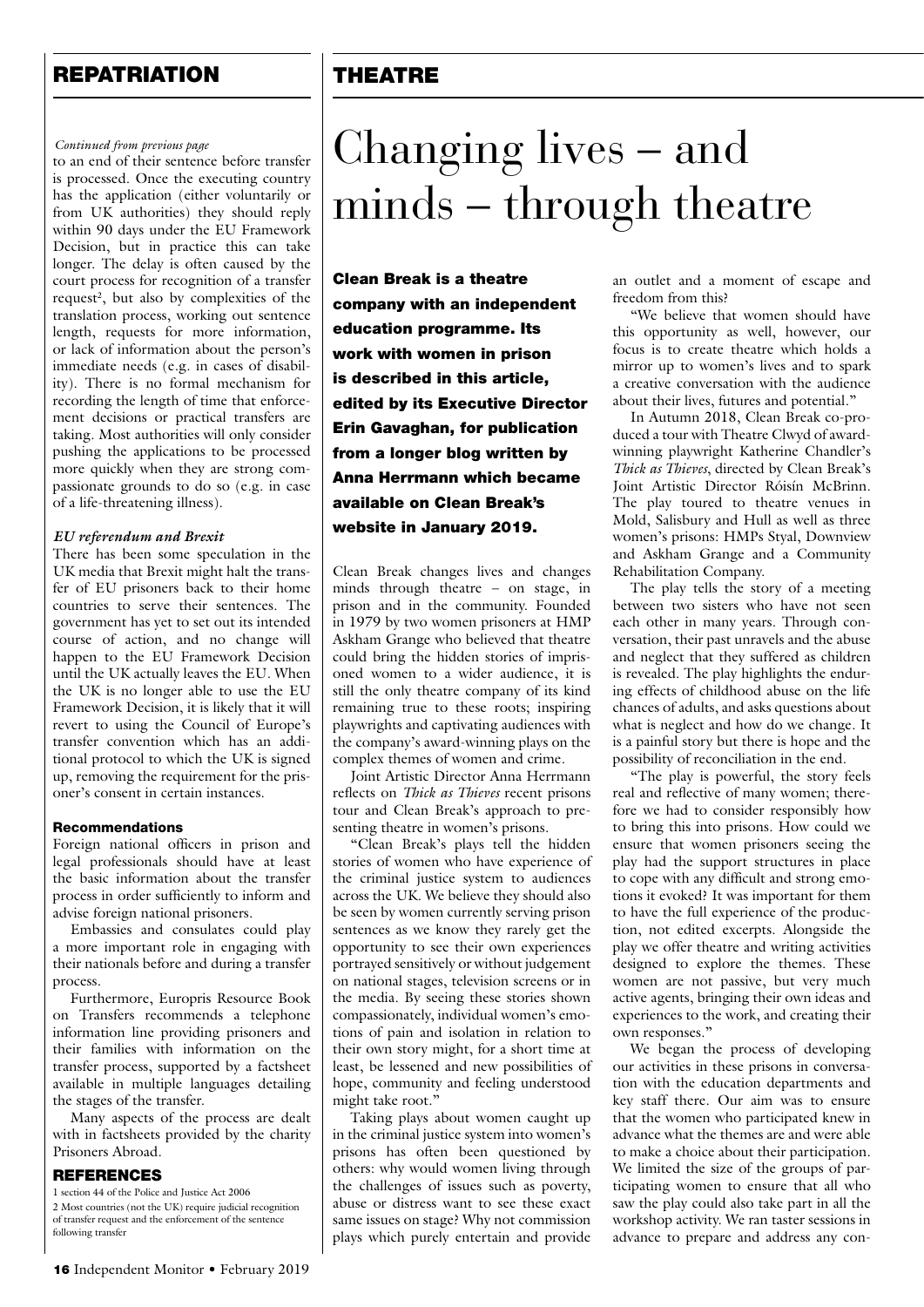## REPATRIATION

*Continued from previous page*

to an end of their sentence before transfer is processed. Once the executing country has the application (either voluntarily or from UK authorities) they should reply within 90 days under the EU Framework Decision, but in practice this can take longer. The delay is often caused by the court process for recognition of a transfer request[2], but also by complexities of the translation process, working out sentence length, requests for more information, or lack of information about the person's immediate needs (e.g. in cases of disability). There is no formal mechanism for recording the length of time that enforcement decisions or practical transfers are taking. Most authorities will only consider pushing the applications to be processed more quickly when they are strong compassionate grounds to do so (e.g. in case of a life-threatening illness).

### *EU referendum and Brexit*

There has been some speculation in the UK media that Brexit might halt the transfer of EU prisoners back to their home countries to serve their sentences. The government has yet to set out its intended course of action, and no change will happen to the EU Framework Decision until the UK actually leaves the EU. When the UK is no longer able to use the EU Framework Decision, it is likely that it will revert to using the Council of Europe's transfer convention which has an additional protocol to which the UK is signed up, removing the requirement for the prisoner's consent in certain instances.

### Recommendations

Foreign national officers in prison and legal professionals should have at least the basic information about the transfer process in order sufficiently to inform and advise foreign national prisoners.

Embassies and consulates could play a more important role in engaging with their nationals before and during a transfer process.

Furthermore, Europris Resource Book on Transfers recommends a telephone information line providing prisoners and their families with information on the transfer process, supported by a factsheet available in multiple languages detailing the stages of the transfer.

Many aspects of the process are dealt with in factsheets provided by the charity Prisoners Abroad.

### REFERENCES

1 section 44 of the Police and Justice Act 2006

2 Most countries (not the UK) require judicial recognition of transfer request and the enforcement of the sentence following transfer

## THEATRE

# Changing lives – and minds – through theatre

**Clean Break is a theatre company with an independent education programme. Its work with women in prison is described in this article, edited by its Executive Director Erin Gavaghan, for publication from a longer blog written by Anna Herrmann which became available on Clean Break's website in January 2019.**

Clean Break changes lives and changes minds through theatre – on stage, in prison and in the community. Founded in 1979 by two women prisoners at HMP Askham Grange who believed that theatre could bring the hidden stories of imprisoned women to a wider audience, it is still the only theatre company of its kind remaining true to these roots; inspiring playwrights and captivating audiences with the company's award-winning plays on the complex themes of women and crime.

Joint Artistic Director Anna Herrmann reflects on *Thick as Thieves* recent prisons tour and Clean Break's approach to presenting theatre in women's prisons.

"Clean Break's plays tell the hidden stories of women who have experience of the criminal justice system to audiences across the UK. We believe they should also be seen by women currently serving prison sentences as we know they rarely get the opportunity to see their own experiences portrayed sensitively or without judgement on national stages, television screens or in the media. By seeing these stories shown compassionately, individual women's emotions of pain and isolation in relation to their own story might, for a short time at least, be lessened and new possibilities of hope, community and feeling understood might take root."

Taking plays about women caught up in the criminal justice system into women's prisons has often been questioned by others: why would women living through the challenges of issues such as poverty, abuse or distress want to see these exact same issues on stage? Why not commission plays which purely entertain and provide an outlet and a moment of escape and freedom from this?

"We believe that women should have this opportunity as well, however, our focus is to create theatre which holds a mirror up to women's lives and to spark a creative conversation with the audience about their lives, futures and potential."

In Autumn 2018, Clean Break co-produced a tour with Theatre Clwyd of award-winning playwright Katherine Chandler's *Thick as Thieves*, directed by Clean Break's Joint Artistic Director Róisín McBrinn. The play toured to theatre venues in Mold, Salisbury and Hull as well as three women's prisons: HMPs Styal, Downview and Askham Grange and a Community Rehabilitation Company.

The play tells the story of a meeting between two sisters who have not seen each other in many years. Through conversation, their past unravels and the abuse and neglect that they suffered as children is revealed. The play highlights the enduring effects of childhood abuse on the life chances of adults, and asks questions about what is neglect and how do we change. It is a painful story but there is hope and the possibility of reconciliation in the end.

"The play is powerful, the story feels real and reflective of many women; therefore we had to consider responsibly how to bring this into prisons. How could we ensure that women prisoners seeing the play had the support structures in place to cope with any difficult and strong emotions it evoked? It was important for them to have the full experience of the production, not edited excerpts. Alongside the play we offer theatre and writing activities designed to explore the themes. These women are not passive, but very much active agents, bringing their own ideas and experiences to the work, and creating their own responses."

We began the process of developing our activities in these prisons in conversation with the education departments and key staff there. Our aim was to ensure that the women who participated knew in advance what the themes are and were able to make a choice about their participation. We limited the size of the groups of participating women to ensure that all who saw the play could also take part in all the workshop activity. We ran taster sessions in advance to prepare and address any con-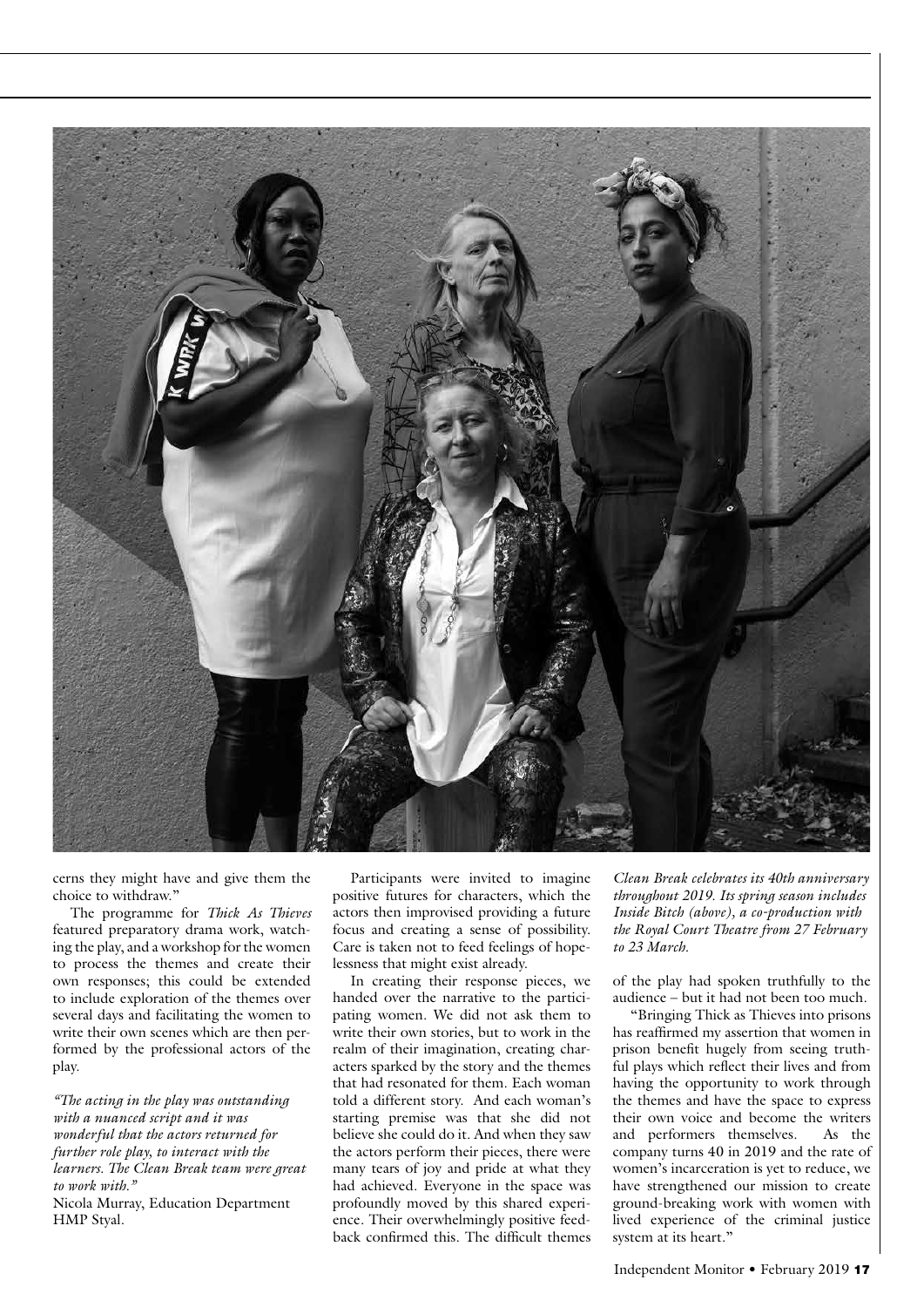cerns they might have and give them the choice to withdraw."

The programme for *Thick As Thieves* featured preparatory drama work, watching the play, and a workshop for the women to process the themes and create their own responses; this could be extended to include exploration of the themes over several days and facilitating the women to write their own scenes which are then performed by the professional actors of the play.

*"The acting in the play was outstanding with a nuanced script and it was wonderful that the actors returned for further role play, to interact with the learners. The Clean Break team were great to work with."*
Nicola Murray, Education Department HMP Styal.

Participants were invited to imagine positive futures for characters, which the actors then improvised providing a future focus and creating a sense of possibility. Care is taken not to feed feelings of hopelessness that might exist already.

In creating their response pieces, we handed over the narrative to the participating women. We did not ask them to write their own stories, but to work in the realm of their imagination, creating characters sparked by the story and the themes that had resonated for them. Each woman told a different story. And each woman's starting premise was that she did not believe she could do it. And when they saw the actors perform their pieces, there were many tears of joy and pride at what they had achieved. Everyone in the space was profoundly moved by this shared experience. Their overwhelmingly positive feedback confirmed this. The difficult themes of the play had spoken truthfully to the audience – but it had not been too much.

"Bringing Thick as Thieves into prisons has reaffirmed my assertion that women in prison benefit hugely from seeing truthful plays which reflect their lives and from having the opportunity to work through the themes and have the space to express their own voice and become the writers and performers themselves. As the company turns 40 in 2019 and the rate of women's incarceration is yet to reduce, we have strengthened our mission to create ground-breaking work with women with lived experience of the criminal justice system at its heart."

*Clean Break celebrates its 40th anniversary throughout 2019. Its spring season includes Inside Bitch (above), a co-production with the Royal Court Theatre from 27 February to 23 March.*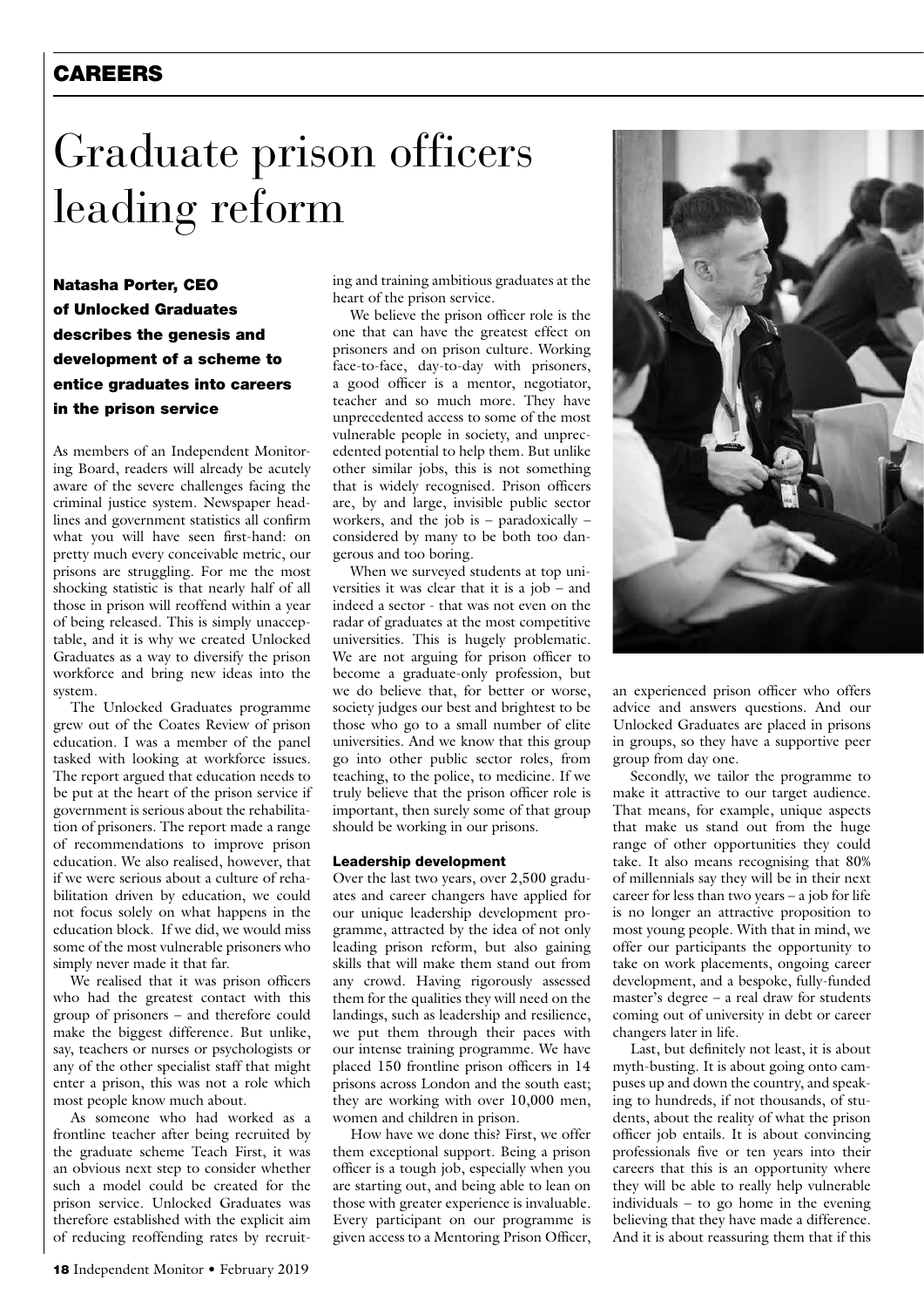## CAREERS

# Graduate prison officers leading reform

**Natasha Porter, CEO of Unlocked Graduates describes the genesis and development of a scheme to entice graduates into careers in the prison service**

As members of an Independent Monitoring Board, readers will already be acutely aware of the severe challenges facing the criminal justice system. Newspaper headlines and government statistics all confirm what you will have seen first-hand: on pretty much every conceivable metric, our prisons are struggling. For me the most shocking statistic is that nearly half of all those in prison will reoffend within a year of being released. This is simply unacceptable, and it is why we created Unlocked Graduates as a way to diversify the prison workforce and bring new ideas into the system.

The Unlocked Graduates programme grew out of the Coates Review of prison education. I was a member of the panel tasked with looking at workforce issues. The report argued that education needs to be put at the heart of the prison service if government is serious about the rehabilitation of prisoners. The report made a range of recommendations to improve prison education. We also realised, however, that if we were serious about a culture of rehabilitation driven by education, we could not focus solely on what happens in the education block. If we did, we would miss some of the most vulnerable prisoners who simply never made it that far.

We realised that it was prison officers who had the greatest contact with this group of prisoners – and therefore could make the biggest difference. But unlike, say, teachers or nurses or psychologists or any of the other specialist staff that might enter a prison, this was not a role which most people know much about.

As someone who had worked as a frontline teacher after being recruited by the graduate scheme Teach First, it was an obvious next step to consider whether such a model could be created for the prison service. Unlocked Graduates was therefore established with the explicit aim of reducing reoffending rates by recruiting and training ambitious graduates at the heart of the prison service.

We believe the prison officer role is the one that can have the greatest effect on prisoners and on prison culture. Working face-to-face, day-to-day with prisoners, a good officer is a mentor, negotiator, teacher and so much more. They have unprecedented access to some of the most vulnerable people in society, and unprecedented potential to help them. But unlike other similar jobs, this is not something that is widely recognised. Prison officers are, by and large, invisible public sector workers, and the job is – paradoxically – considered by many to be both too dangerous and too boring.

When we surveyed students at top universities it was clear that it is a job – and indeed a sector - that was not even on the radar of graduates at the most competitive universities. This is hugely problematic. We are not arguing for prison officer to become a graduate-only profession, but we do believe that, for better or worse, society judges our best and brightest to be those who go to a small number of elite universities. And we know that this group go into other public sector roles, from teaching, to the police, to medicine. If we truly believe that the prison officer role is important, then surely some of that group should be working in our prisons.

### Leadership development

Over the last two years, over 2,500 graduates and career changers have applied for our unique leadership development programme, attracted by the idea of not only leading prison reform, but also gaining skills that will make them stand out from any crowd. Having rigorously assessed them for the qualities they will need on the landings, such as leadership and resilience, we put them through their paces with our intense training programme. We have placed 150 frontline prison officers in 14 prisons across London and the south east; they are working with over 10,000 men, women and children in prison.

How have we done this? First, we offer them exceptional support. Being a prison officer is a tough job, especially when you are starting out, and being able to lean on those with greater experience is invaluable. Every participant on our programme is given access to a Mentoring Prison Officer, an experienced prison officer who offers advice and answers questions. And our Unlocked Graduates are placed in prisons in groups, so they have a supportive peer group from day one.

Secondly, we tailor the programme to make it attractive to our target audience. That means, for example, unique aspects that make us stand out from the huge range of other opportunities they could take. It also means recognising that 80% of millennials say they will be in their next career for less than two years – a job for life is no longer an attractive proposition to most young people. With that in mind, we offer our participants the opportunity to take on work placements, ongoing career development, and a bespoke, fully-funded master's degree – a real draw for students coming out of university in debt or career changers later in life.

Last, but definitely not least, it is about myth-busting. It is about going onto campuses up and down the country, and speaking to hundreds, if not thousands, of students, about the reality of what the prison officer job entails. It is about convincing professionals five or ten years into their careers that this is an opportunity where they will be able to really help vulnerable individuals – to go home in the evening believing that they have made a difference. And it is about reassuring them that if this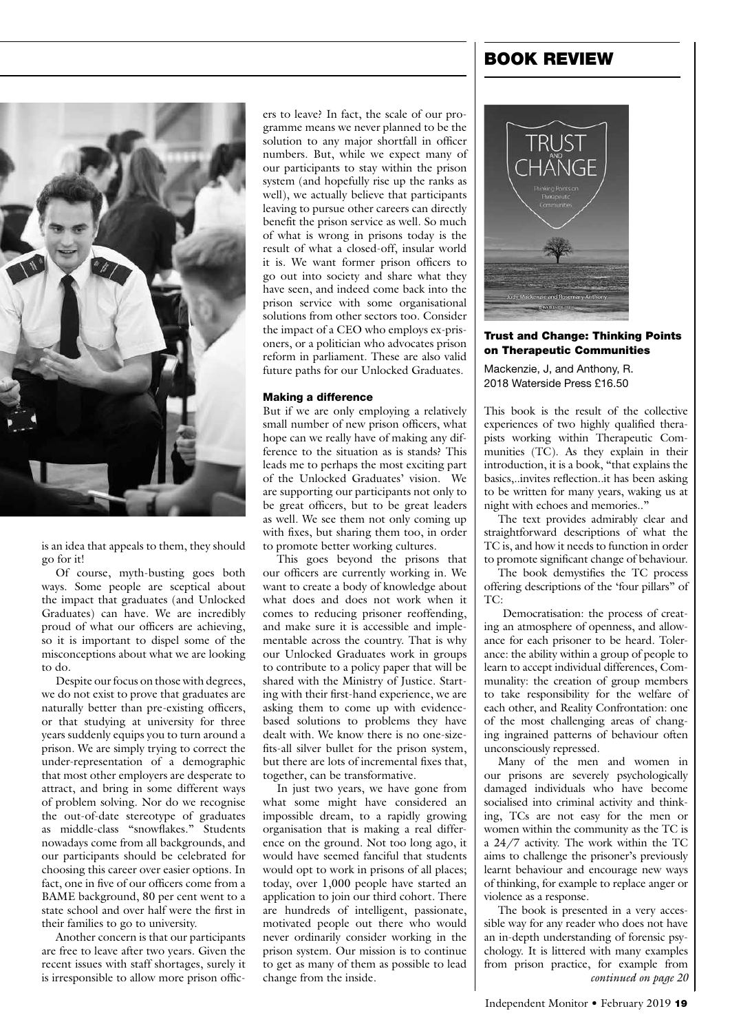is an idea that appeals to them, they should go for it!

Of course, myth-busting goes both ways. Some people are sceptical about the impact that graduates (and Unlocked Graduates) can have. We are incredibly proud of what our officers are achieving, so it is important to dispel some of the misconceptions about what we are looking to do.

Despite our focus on those with degrees, we do not exist to prove that graduates are naturally better than pre-existing officers, or that studying at university for three years suddenly equips you to turn around a prison. We are simply trying to correct the under-representation of a demographic that most other employers are desperate to attract, and bring in some different ways of problem solving. Nor do we recognise the out-of-date stereotype of graduates as middle-class "snowflakes." Students nowadays come from all backgrounds, and our participants should be celebrated for choosing this career over easier options. In fact, one in five of our officers come from a BAME background, 80 per cent went to a state school and over half were the first in their families to go to university.

Another concern is that our participants are free to leave after two years. Given the recent issues with staff shortages, surely it is irresponsible to allow more prison officers to leave? In fact, the scale of our programme means we never planned to be the solution to any major shortfall in officer numbers. But, while we expect many of our participants to stay within the prison system (and hopefully rise up the ranks as well), we actually believe that participants leaving to pursue other careers can directly benefit the prison service as well. So much of what is wrong in prisons today is the result of what a closed-off, insular world it is. We want former prison officers to go out into society and share what they have seen, and indeed come back into the prison service with some organisational solutions from other sectors too. Consider the impact of a CEO who employs ex-prisoners, or a politician who advocates prison reform in parliament. These are also valid future paths for our Unlocked Graduates.

#### Making a difference

But if we are only employing a relatively small number of new prison officers, what hope can we really have of making any difference to the situation as is stands? This leads me to perhaps the most exciting part of the Unlocked Graduates' vision. We are supporting our participants not only to be great officers, but to be great leaders as well. We see them not only coming up with fixes, but sharing them too, in order to promote better working cultures.

This goes beyond the prisons that our officers are currently working in. We want to create a body of knowledge about what does and does not work when it comes to reducing prisoner reoffending, and make sure it is accessible and implementable across the country. That is why our Unlocked Graduates work in groups to contribute to a policy paper that will be shared with the Ministry of Justice. Starting with their first-hand experience, we are asking them to come up with evidence-based solutions to problems they have dealt with. We know there is no one-size-fits-all silver bullet for the prison system, but there are lots of incremental fixes that, together, can be transformative.

In just two years, we have gone from what some might have considered an impossible dream, to a rapidly growing organisation that is making a real difference on the ground. Not too long ago, it would have seemed fanciful that students would opt to work in prisons of all places; today, over 1,000 people have started an application to join our third cohort. There are hundreds of intelligent, passionate, motivated people out there who would never ordinarily consider working in the prison system. Our mission is to continue to get as many of them as possible to lead change from the inside.

## BOOK REVIEW

### Trust and Change: Thinking Points on Therapeutic Communities

Mackenzie, J, and Anthony, R.
2018 Waterside Press £16.50

This book is the result of the collective experiences of two highly qualified therapists working within Therapeutic Communities (TC). As they explain in their introduction, it is a book, "that explains the basics,..invites reflection..it has been asking to be written for many years, waking us at night with echoes and memories.."

The text provides admirably clear and straightforward descriptions of what the TC is, and how it needs to function in order to promote significant change of behaviour.

The book demystifies the TC process offering descriptions of the 'four pillars" of TC:

Democratisation: the process of creating an atmosphere of openness, and allowance for each prisoner to be heard. Tolerance: the ability within a group of people to learn to accept individual differences, Communality: the creation of group members to take responsibility for the welfare of each other, and Reality Confrontation: one of the most challenging areas of changing ingrained patterns of behaviour often unconsciously repressed.

Many of the men and women in our prisons are severely psychologically damaged individuals who have become socialised into criminal activity and thinking, TCs are not easy for the men or women within the community as the TC is a 24/7 activity. The work within the TC aims to challenge the prisoner's previously learnt behaviour and encourage new ways of thinking, for example to replace anger or violence as a response.

The book is presented in a very accessible way for any reader who does not have an in-depth understanding of forensic psychology. It is littered with many examples from prison practice, for example from

*continued on page 20*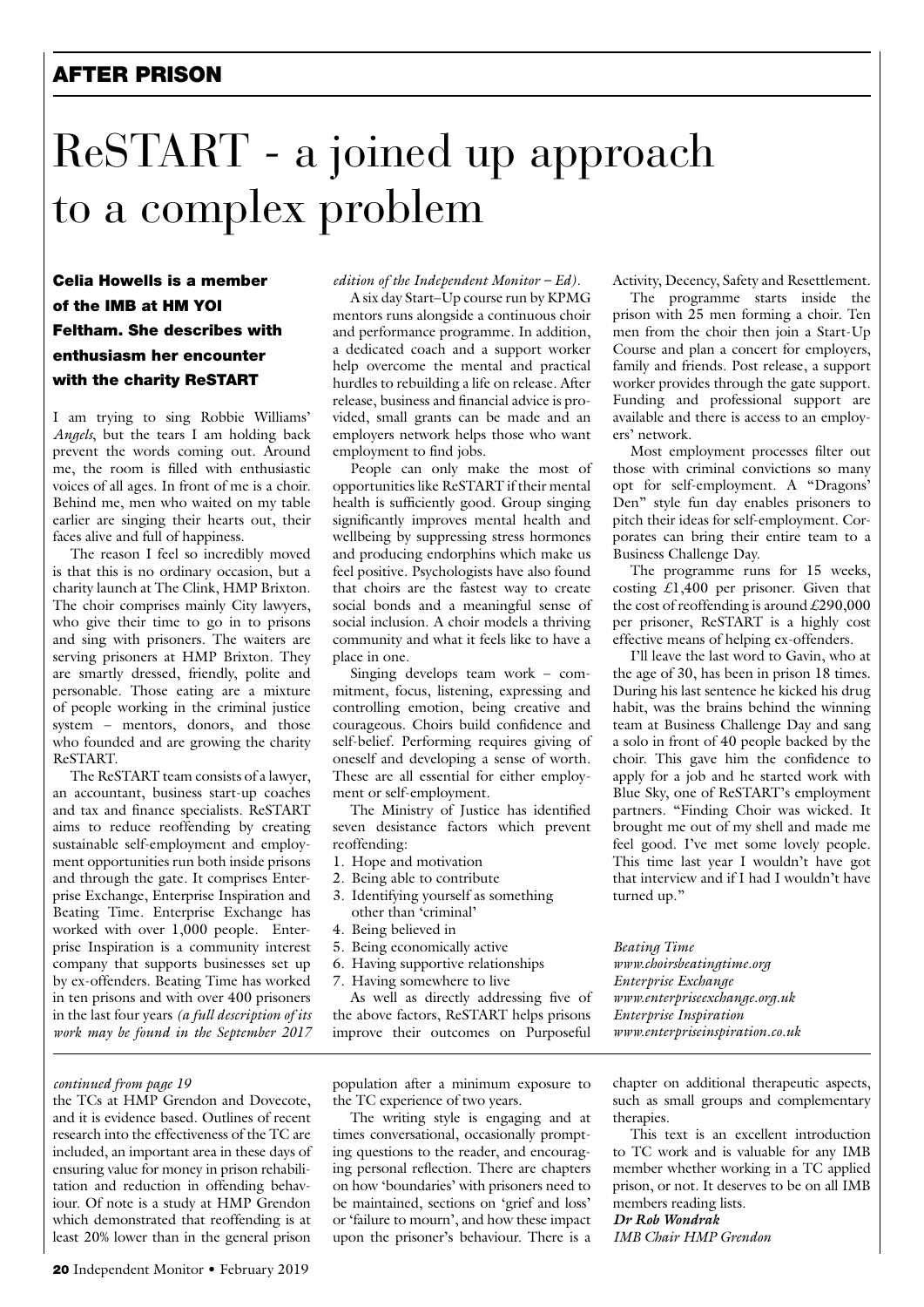## AFTER PRISON

# ReSTART - a joined up approach to a complex problem

**Celia Howells is a member of the IMB at HM YOI Feltham. She describes with enthusiasm her encounter with the charity ReSTART**

I am trying to sing Robbie Williams' *Angels*, but the tears I am holding back prevent the words coming out. Around me, the room is filled with enthusiastic voices of all ages. In front of me is a choir. Behind me, men who waited on my table earlier are singing their hearts out, their faces alive and full of happiness.

The reason I feel so incredibly moved is that this is no ordinary occasion, but a charity launch at The Clink, HMP Brixton. The choir comprises mainly City lawyers, who give their time to go in to prisons and sing with prisoners. The waiters are serving prisoners at HMP Brixton. They are smartly dressed, friendly, polite and personable. Those eating are a mixture of people working in the criminal justice system – mentors, donors, and those who founded and are growing the charity ReSTART.

The ReSTART team consists of a lawyer, an accountant, business start-up coaches and tax and finance specialists. ReSTART aims to reduce reoffending by creating sustainable self-employment and employment opportunities run both inside prisons and through the gate. It comprises Enterprise Exchange, Enterprise Inspiration and Beating Time. Enterprise Exchange has worked with over 1,000 people. Enterprise Inspiration is a community interest company that supports businesses set up by ex-offenders. Beating Time has worked in ten prisons and with over 400 prisoners in the last four years *(a full description of its work may be found in the September 2017 edition of the Independent Monitor – Ed).*

A six day Start–Up course run by KPMG mentors runs alongside a continuous choir and performance programme. In addition, a dedicated coach and a support worker help overcome the mental and practical hurdles to rebuilding a life on release. After release, business and financial advice is provided, small grants can be made and an employers network helps those who want employment to find jobs.

People can only make the most of opportunities like ReSTART if their mental health is sufficiently good. Group singing significantly improves mental health and wellbeing by suppressing stress hormones and producing endorphins which make us feel positive. Psychologists have also found that choirs are the fastest way to create social bonds and a meaningful sense of social inclusion. A choir models a thriving community and what it feels like to have a place in one.

Singing develops team work – commitment, focus, listening, expressing and controlling emotion, being creative and courageous. Choirs build confidence and self-belief. Performing requires giving of oneself and developing a sense of worth. These are all essential for either employment or self-employment.

The Ministry of Justice has identified seven desistance factors which prevent reoffending:

1. Hope and motivation
2. Being able to contribute
3. Identifying yourself as something other than 'criminal'
4. Being believed in
5. Being economically active
6. Having supportive relationships
7. Having somewhere to live

As well as directly addressing five of the above factors, ReSTART helps prisons improve their outcomes on Purposeful Activity, Decency, Safety and Resettlement.

The programme starts inside the prison with 25 men forming a choir. Ten men from the choir then join a Start-Up Course and plan a concert for employers, family and friends. Post release, a support worker provides through the gate support. Funding and professional support are available and there is access to an employers' network.

Most employment processes filter out those with criminal convictions so many opt for self-employment. A "Dragons' Den" style fun day enables prisoners to pitch their ideas for self-employment. Corporates can bring their entire team to a Business Challenge Day.

The programme runs for 15 weeks, costing £1,400 per prisoner. Given that the cost of reoffending is around £290,000 per prisoner, ReSTART is a highly cost effective means of helping ex-offenders.

I'll leave the last word to Gavin, who at the age of 30, has been in prison 18 times. During his last sentence he kicked his drug habit, was the brains behind the winning team at Business Challenge Day and sang a solo in front of 40 people backed by the choir. This gave him the confidence to apply for a job and he started work with Blue Sky, one of ReSTART's employment partners. "Finding Choir was wicked. It brought me out of my shell and made me feel good. I've met some lovely people. This time last year I wouldn't have got that interview and if I had I wouldn't have turned up."

*Beating Time*
*www.choirsbeatingtime.org*
*Enterprise Exchange*
*www.enterpriseexchange.org.uk*
*Enterprise Inspiration*
*www.enterpriseinspiration.co.uk*

---

*continued from page 19*

the TCs at HMP Grendon and Dovecote, and it is evidence based. Outlines of recent research into the effectiveness of the TC are included, an important area in these days of ensuring value for money in prison rehabilitation and reduction in offending behaviour. Of note is a study at HMP Grendon which demonstrated that reoffending is at least 20% lower than in the general prison population after a minimum exposure to the TC experience of two years.

The writing style is engaging and at times conversational, occasionally prompting questions to the reader, and encouraging personal reflection. There are chapters on how 'boundaries' with prisoners need to be maintained, sections on 'grief and loss' or 'failure to mourn', and how these impact upon the prisoner's behaviour. There is a chapter on additional therapeutic aspects, such as small groups and complementary therapies.

This text is an excellent introduction to TC work and is valuable for any IMB member whether working in a TC applied prison, or not. It deserves to be on all IMB members reading lists.

***Dr Rob Wondrak***
*IMB Chair HMP Grendon*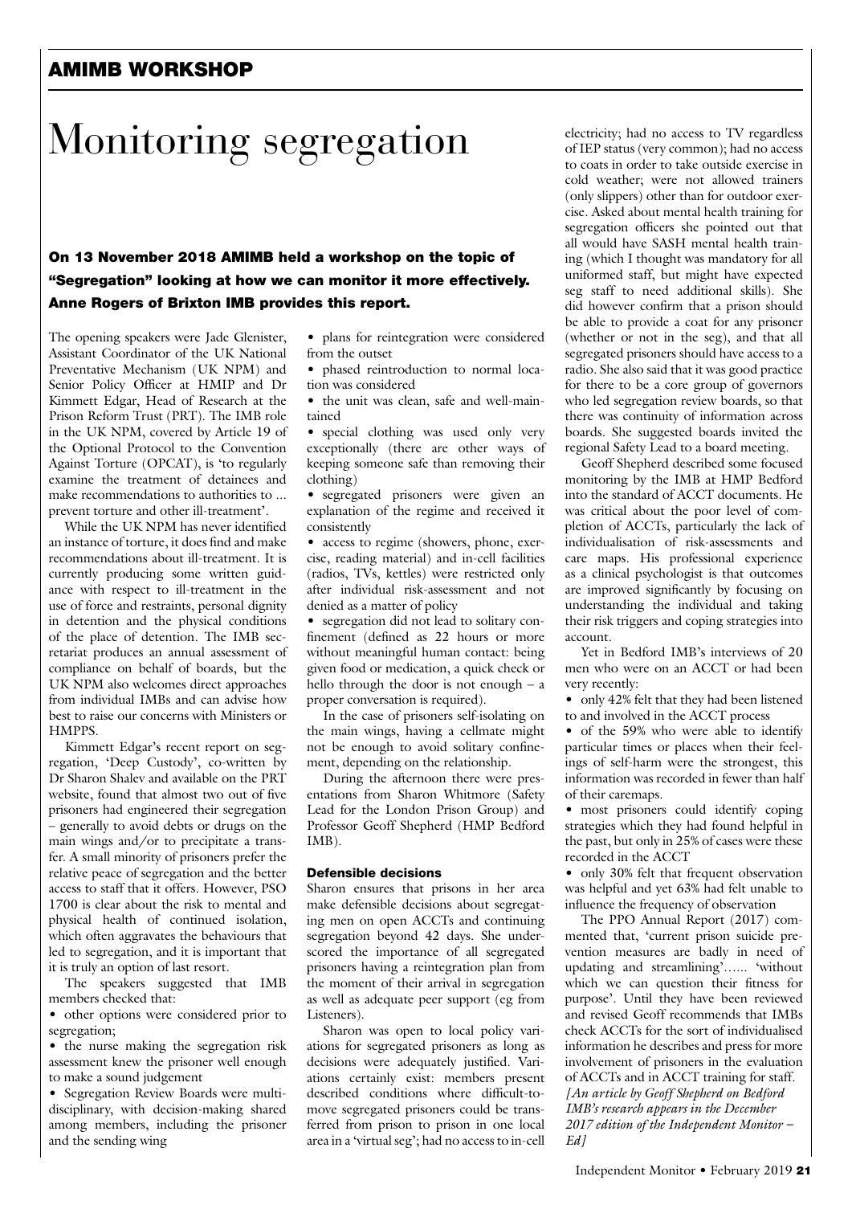## AMIMB WORKSHOP

# Monitoring segregation

**On 13 November 2018 AMIMB held a workshop on the topic of "Segregation" looking at how we can monitor it more effectively. Anne Rogers of Brixton IMB provides this report.**

The opening speakers were Jade Glenister, Assistant Coordinator of the UK National Preventative Mechanism (UK NPM) and Senior Policy Officer at HMIP and Dr Kimmett Edgar, Head of Research at the Prison Reform Trust (PRT). The IMB role in the UK NPM, covered by Article 19 of the Optional Protocol to the Convention Against Torture (OPCAT), is 'to regularly examine the treatment of detainees and make recommendations to authorities to ... prevent torture and other ill-treatment'.

While the UK NPM has never identified an instance of torture, it does find and make recommendations about ill-treatment. It is currently producing some written guidance with respect to ill-treatment in the use of force and restraints, personal dignity in detention and the physical conditions of the place of detention. The IMB secretariat produces an annual assessment of compliance on behalf of boards, but the UK NPM also welcomes direct approaches from individual IMBs and can advise how best to raise our concerns with Ministers or HMPPS.

Kimmett Edgar's recent report on segregation, 'Deep Custody', co-written by Dr Sharon Shalev and available on the PRT website, found that almost two out of five prisoners had engineered their segregation – generally to avoid debts or drugs on the main wings and/or to precipitate a transfer. A small minority of prisoners prefer the relative peace of segregation and the better access to staff that it offers. However, PSO 1700 is clear about the risk to mental and physical health of continued isolation, which often aggravates the behaviours that led to segregation, and it is important that it is truly an option of last resort.

The speakers suggested that IMB members checked that:

- other options were considered prior to segregation;
- the nurse making the segregation risk assessment knew the prisoner well enough to make a sound judgement
- Segregation Review Boards were multi-disciplinary, with decision-making shared among members, including the prisoner and the sending wing
- plans for reintegration were considered from the outset
- phased reintroduction to normal location was considered
- the unit was clean, safe and well-maintained
- special clothing was used only very exceptionally (there are other ways of keeping someone safe than removing their clothing)
- segregated prisoners were given an explanation of the regime and received it consistently
- access to regime (showers, phone, exercise, reading material) and in-cell facilities (radios, TVs, kettles) were restricted only after individual risk-assessment and not denied as a matter of policy
- segregation did not lead to solitary confinement (defined as 22 hours or more without meaningful human contact: being given food or medication, a quick check or hello through the door is not enough – a proper conversation is required).

In the case of prisoners self-isolating on the main wings, having a cellmate might not be enough to avoid solitary confinement, depending on the relationship.

During the afternoon there were presentations from Sharon Whitmore (Safety Lead for the London Prison Group) and Professor Geoff Shepherd (HMP Bedford IMB).

### Defensible decisions

Sharon ensures that prisons in her area make defensible decisions about segregating men on open ACCTs and continuing segregation beyond 42 days. She underscored the importance of all segregated prisoners having a reintegration plan from the moment of their arrival in segregation as well as adequate peer support (eg from Listeners).

Sharon was open to local policy variations for segregated prisoners as long as decisions were adequately justified. Variations certainly exist: members present described conditions where difficult-to-move segregated prisoners could be transferred from prison to prison in one local area in a 'virtual seg'; had no access to in-cell electricity; had no access to TV regardless of IEP status (very common); had no access to coats in order to take outside exercise in cold weather; were not allowed trainers (only slippers) other than for outdoor exercise. Asked about mental health training for segregation officers she pointed out that all would have SASH mental health training (which I thought was mandatory for all uniformed staff, but might have expected seg staff to need additional skills). She did however confirm that a prison should be able to provide a coat for any prisoner (whether or not in the seg), and that all segregated prisoners should have access to a radio. She also said that it was good practice for there to be a core group of governors who led segregation review boards, so that there was continuity of information across boards. She suggested boards invited the regional Safety Lead to a board meeting.

Geoff Shepherd described some focused monitoring by the IMB at HMP Bedford into the standard of ACCT documents. He was critical about the poor level of completion of ACCTs, particularly the lack of individualisation of risk-assessments and care maps. His professional experience as a clinical psychologist is that outcomes are improved significantly by focusing on understanding the individual and taking their risk triggers and coping strategies into account.

Yet in Bedford IMB's interviews of 20 men who were on an ACCT or had been very recently:

- only 42% felt that they had been listened to and involved in the ACCT process
- of the 59% who were able to identify particular times or places when their feelings of self-harm were the strongest, this information was recorded in fewer than half of their caremaps.
- most prisoners could identify coping strategies which they had found helpful in the past, but only in 25% of cases were these recorded in the ACCT
- only 30% felt that frequent observation was helpful and yet 63% had felt unable to influence the frequency of observation

The PPO Annual Report (2017) commented that, 'current prison suicide prevention measures are badly in need of updating and streamlining'...... 'without which we can question their fitness for purpose'. Until they have been reviewed and revised Geoff recommends that IMBs check ACCTs for the sort of individualised information he describes and press for more involvement of prisoners in the evaluation of ACCTs and in ACCT training for staff.

*[An article by Geoff Shepherd on Bedford IMB's research appears in the December 2017 edition of the Independent Monitor – Ed]*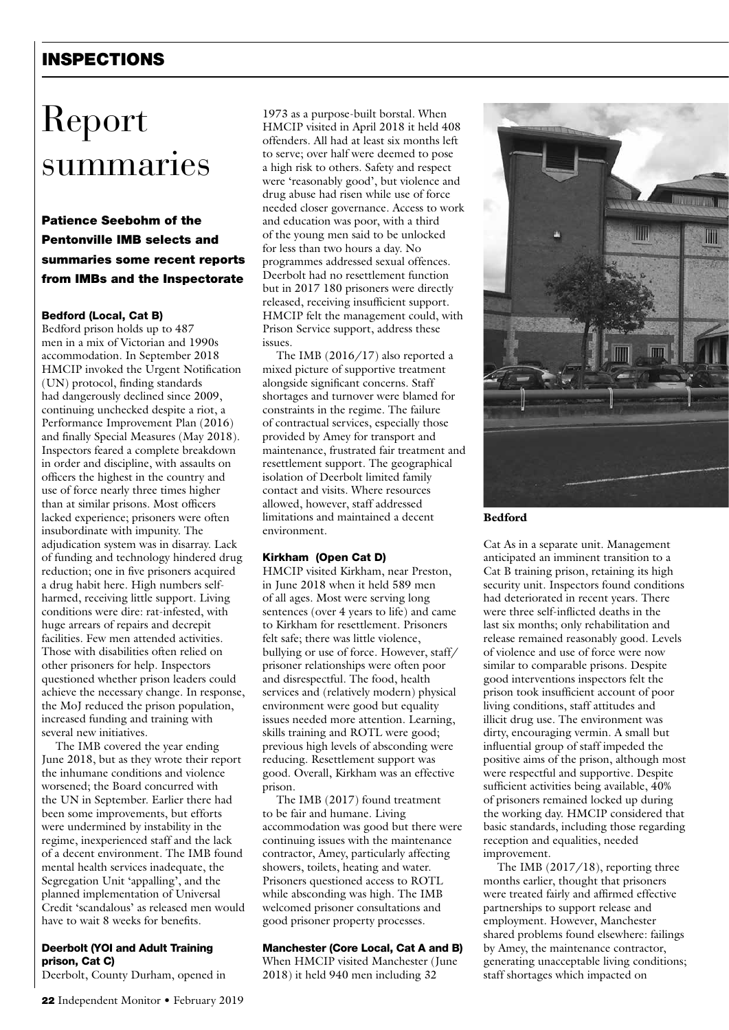# Report summaries

**Patience Seebohm of the Pentonville IMB selects and summaries some recent reports from IMBs and the Inspectorate**

### Bedford (Local, Cat B)

Bedford prison holds up to 487 men in a mix of Victorian and 1990s accommodation. In September 2018 HMCIP invoked the Urgent Notification (UN) protocol, finding standards had dangerously declined since 2009, continuing unchecked despite a riot, a Performance Improvement Plan (2016) and finally Special Measures (May 2018). Inspectors feared a complete breakdown in order and discipline, with assaults on officers the highest in the country and use of force nearly three times higher than at similar prisons. Most officers lacked experience; prisoners were often insubordinate with impunity. The adjudication system was in disarray. Lack of funding and technology hindered drug reduction; one in five prisoners acquired a drug habit here. High numbers self-harmed, receiving little support. Living conditions were dire: rat-infested, with huge arrears of repairs and decrepit facilities. Few men attended activities. Those with disabilities often relied on other prisoners for help. Inspectors questioned whether prison leaders could achieve the necessary change. In response, the MoJ reduced the prison population, increased funding and training with several new initiatives.

The IMB covered the year ending June 2018, but as they wrote their report the inhumane conditions and violence worsened; the Board concurred with the UN in September. Earlier there had been some improvements, but efforts were undermined by instability in the regime, inexperienced staff and the lack of a decent environment. The IMB found mental health services inadequate, the Segregation Unit 'appalling', and the planned implementation of Universal Credit 'scandalous' as released men would have to wait 8 weeks for benefits.

### Deerbolt (YOI and Adult Training prison, Cat C)

Deerbolt, County Durham, opened in 1973 as a purpose-built borstal. When HMCIP visited in April 2018 it held 408 offenders. All had at least six months left to serve; over half were deemed to pose a high risk to others. Safety and respect were 'reasonably good', but violence and drug abuse had risen while use of force needed closer governance. Access to work and education was poor, with a third of the young men said to be unlocked for less than two hours a day. No programmes addressed sexual offences. Deerbolt had no resettlement function but in 2017 180 prisoners were directly released, receiving insufficient support. HMCIP felt the management could, with Prison Service support, address these issues.

The IMB (2016/17) also reported a mixed picture of supportive treatment alongside significant concerns. Staff shortages and turnover were blamed for constraints in the regime. The failure of contractual services, especially those provided by Amey for transport and maintenance, frustrated fair treatment and resettlement support. The geographical isolation of Deerbolt limited family contact and visits. Where resources allowed, however, staff addressed limitations and maintained a decent environment.

### Kirkham (Open Cat D)

HMCIP visited Kirkham, near Preston, in June 2018 when it held 589 men of all ages. Most were serving long sentences (over 4 years to life) and came to Kirkham for resettlement. Prisoners felt safe; there was little violence, bullying or use of force. However, staff/prisoner relationships were often poor and disrespectful. The food, health services and (relatively modern) physical environment were good but equality issues needed more attention. Learning, skills training and ROTL were good; previous high levels of absconding were reducing. Resettlement support was good. Overall, Kirkham was an effective prison.

The IMB (2017) found treatment to be fair and humane. Living accommodation was good but there were continuing issues with the maintenance contractor, Amey, particularly affecting showers, toilets, heating and water. Prisoners questioned access to ROTL while absconding was high. The IMB welcomed prisoner consultations and good prisoner property processes.

### Manchester (Core Local, Cat A and B)

When HMCIP visited Manchester (June 2018) it held 940 men including 32 Cat As in a separate unit. Management anticipated an imminent transition to a Cat B training prison, retaining its high security unit. Inspectors found conditions had deteriorated in recent years. There were three self-inflicted deaths in the last six months; only rehabilitation and release remained reasonably good. Levels of violence and use of force were now similar to comparable prisons. Despite good interventions inspectors felt the prison took insufficient account of poor living conditions, staff attitudes and illicit drug use. The environment was dirty, encouraging vermin. A small but influential group of staff impeded the positive aims of the prison, although most were respectful and supportive. Despite sufficient activities being available, 40% of prisoners remained locked up during the working day. HMCIP considered that basic standards, including those regarding reception and equalities, needed improvement.

The IMB (2017/18), reporting three months earlier, thought that prisoners were treated fairly and affirmed effective partnerships to support release and employment. However, Manchester shared problems found elsewhere: failings by Amey, the maintenance contractor, generating unacceptable living conditions; staff shortages which impacted on

**Bedford**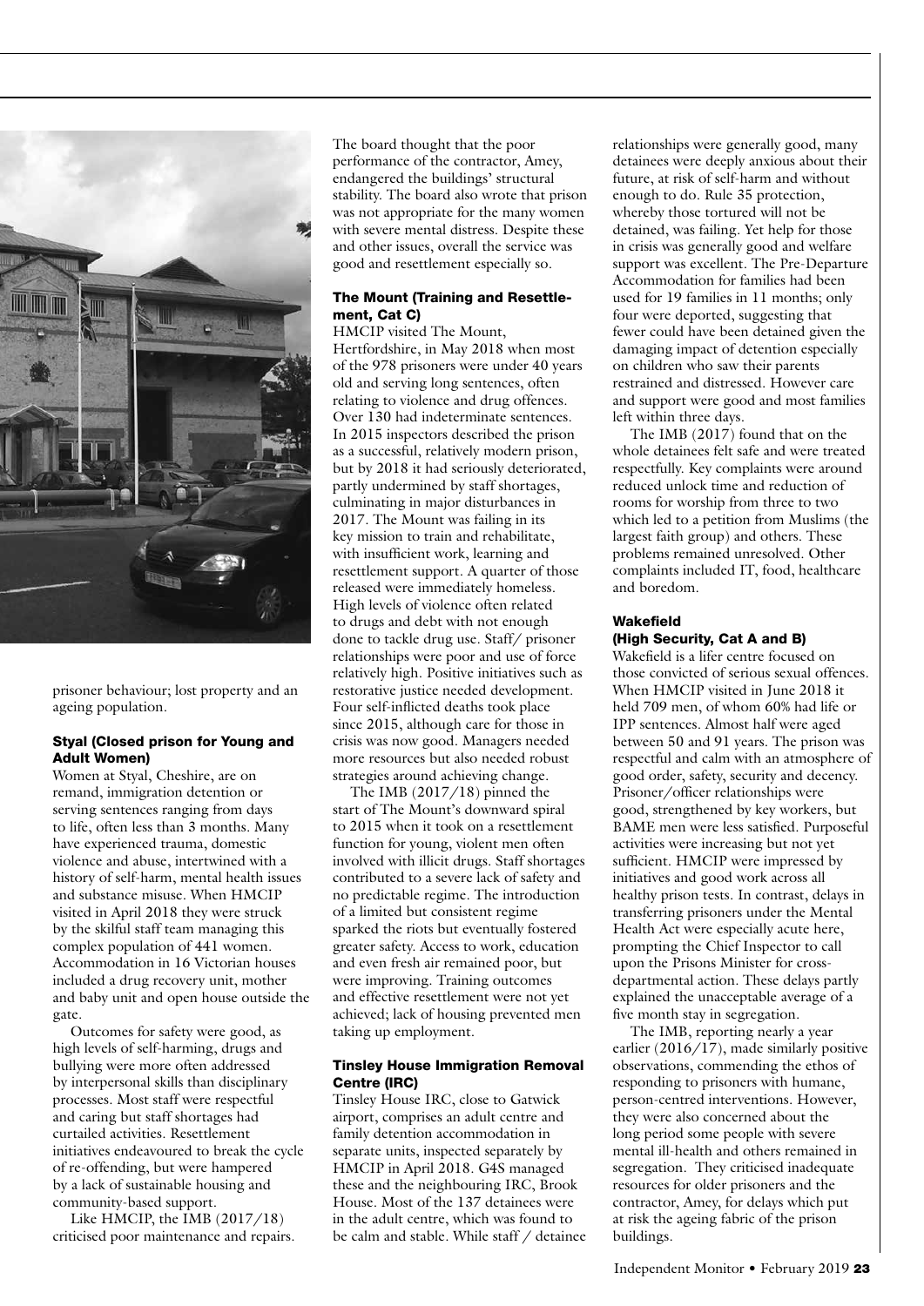prisoner behaviour; lost property and an ageing population.

### Styal (Closed prison for Young and Adult Women)

Women at Styal, Cheshire, are on remand, immigration detention or serving sentences ranging from days to life, often less than 3 months. Many have experienced trauma, domestic violence and abuse, intertwined with a history of self-harm, mental health issues and substance misuse. When HMCIP visited in April 2018 they were struck by the skilful staff team managing this complex population of 441 women. Accommodation in 16 Victorian houses included a drug recovery unit, mother and baby unit and open house outside the gate.

Outcomes for safety were good, as high levels of self-harming, drugs and bullying were more often addressed by interpersonal skills than disciplinary processes. Most staff were respectful and caring but staff shortages had curtailed activities. Resettlement initiatives endeavoured to break the cycle of re-offending, but were hampered by a lack of sustainable housing and community-based support.

Like HMCIP, the IMB (2017/18) criticised poor maintenance and repairs. The board thought that the poor performance of the contractor, Amey, endangered the buildings' structural stability. The board also wrote that prison was not appropriate for the many women with severe mental distress. Despite these and other issues, overall the service was good and resettlement especially so.

### The Mount (Training and Resettlement, Cat C)

HMCIP visited The Mount, Hertfordshire, in May 2018 when most of the 978 prisoners were under 40 years old and serving long sentences, often relating to violence and drug offences. Over 130 had indeterminate sentences. In 2015 inspectors described the prison as a successful, relatively modern prison, but by 2018 it had seriously deteriorated, partly undermined by staff shortages, culminating in major disturbances in 2017. The Mount was failing in its key mission to train and rehabilitate, with insufficient work, learning and resettlement support. A quarter of those released were immediately homeless. High levels of violence often related to drugs and debt with not enough done to tackle drug use. Staff/ prisoner relationships were poor and use of force relatively high. Positive initiatives such as restorative justice needed development. Four self-inflicted deaths took place since 2015, although care for those in crisis was now good. Managers needed more resources but also needed robust strategies around achieving change.

The IMB (2017/18) pinned the start of The Mount's downward spiral to 2015 when it took on a resettlement function for young, violent men often involved with illicit drugs. Staff shortages contributed to a severe lack of safety and no predictable regime. The introduction of a limited but consistent regime sparked the riots but eventually fostered greater safety. Access to work, education and even fresh air remained poor, but were improving. Training outcomes and effective resettlement were not yet achieved; lack of housing prevented men taking up employment.

### Tinsley House Immigration Removal Centre (IRC)

Tinsley House IRC, close to Gatwick airport, comprises an adult centre and family detention accommodation in separate units, inspected separately by HMCIP in April 2018. G4S managed these and the neighbouring IRC, Brook House. Most of the 137 detainees were in the adult centre, which was found to be calm and stable. While staff / detainee relationships were generally good, many detainees were deeply anxious about their future, at risk of self-harm and without enough to do. Rule 35 protection, whereby those tortured will not be detained, was failing. Yet help for those in crisis was generally good and welfare support was excellent. The Pre-Departure Accommodation for families had been used for 19 families in 11 months; only four were deported, suggesting that fewer could have been detained given the damaging impact of detention especially on children who saw their parents restrained and distressed. However care and support were good and most families left within three days.

The IMB (2017) found that on the whole detainees felt safe and were treated respectfully. Key complaints were around reduced unlock time and reduction of rooms for worship from three to two which led to a petition from Muslims (the largest faith group) and others. These problems remained unresolved. Other complaints included IT, food, healthcare and boredom.

### Wakefield (High Security, Cat A and B)

Wakefield is a lifer centre focused on those convicted of serious sexual offences. When HMCIP visited in June 2018 it held 709 men, of whom 60% had life or IPP sentences. Almost half were aged between 50 and 91 years. The prison was respectful and calm with an atmosphere of good order, safety, security and decency. Prisoner/officer relationships were good, strengthened by key workers, but BAME men were less satisfied. Purposeful activities were increasing but not yet sufficient. HMCIP were impressed by initiatives and good work across all healthy prison tests. In contrast, delays in transferring prisoners under the Mental Health Act were especially acute here, prompting the Chief Inspector to call upon the Prisons Minister for cross-departmental action. These delays partly explained the unacceptable average of a five month stay in segregation.

The IMB, reporting nearly a year earlier (2016/17), made similarly positive observations, commending the ethos of responding to prisoners with humane, person-centred interventions. However, they were also concerned about the long period some people with severe mental ill-health and others remained in segregation. They criticised inadequate resources for older prisoners and the contractor, Amey, for delays which put at risk the ageing fabric of the prison buildings.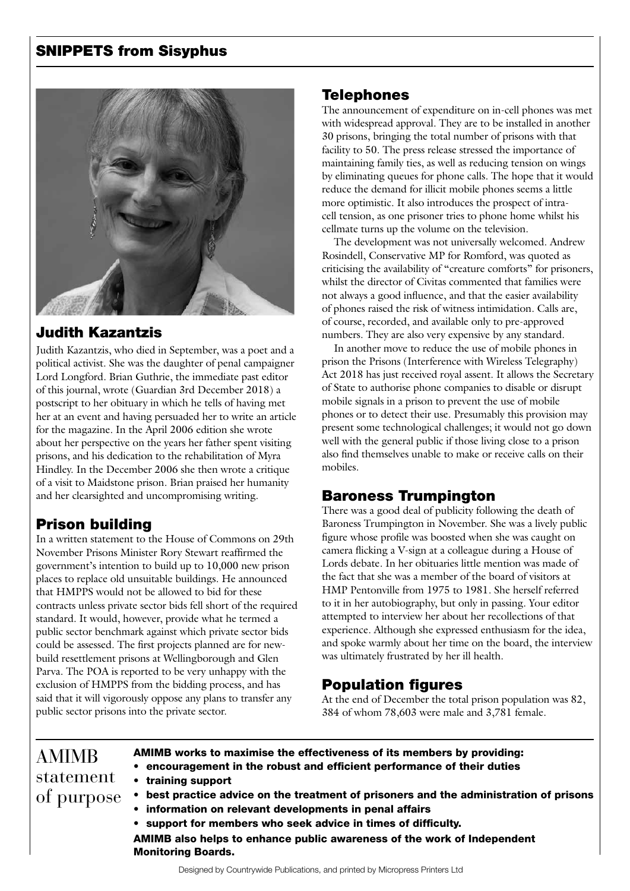## SNIPPETS from Sisyphus

### Judith Kazantzis

Judith Kazantzis, who died in September, was a poet and a political activist. She was the daughter of penal campaigner Lord Longford. Brian Guthrie, the immediate past editor of this journal, wrote (Guardian 3rd December 2018) a postscript to her obituary in which he tells of having met her at an event and having persuaded her to write an article for the magazine. In the April 2006 edition she wrote about her perspective on the years her father spent visiting prisons, and his dedication to the rehabilitation of Myra Hindley. In the December 2006 she then wrote a critique of a visit to Maidstone prison. Brian praised her humanity and her clearsighted and uncompromising writing.

### Prison building

In a written statement to the House of Commons on 29th November Prisons Minister Rory Stewart reaffirmed the government's intention to build up to 10,000 new prison places to replace old unsuitable buildings. He announced that HMPPS would not be allowed to bid for these contracts unless private sector bids fell short of the required standard. It would, however, provide what he termed a public sector benchmark against which private sector bids could be assessed. The first projects planned are for new-build resettlement prisons at Wellingborough and Glen Parva. The POA is reported to be very unhappy with the exclusion of HMPPS from the bidding process, and has said that it will vigorously oppose any plans to transfer any public sector prisons into the private sector.

### Telephones

The announcement of expenditure on in-cell phones was met with widespread approval. They are to be installed in another 30 prisons, bringing the total number of prisons with that facility to 50. The press release stressed the importance of maintaining family ties, as well as reducing tension on wings by eliminating queues for phone calls. The hope that it would reduce the demand for illicit mobile phones seems a little more optimistic. It also introduces the prospect of intra-cell tension, as one prisoner tries to phone home whilst his cellmate turns up the volume on the television.

The development was not universally welcomed. Andrew Rosindell, Conservative MP for Romford, was quoted as criticising the availability of "creature comforts" for prisoners, whilst the director of Civitas commented that families were not always a good influence, and that the easier availability of phones raised the risk of witness intimidation. Calls are, of course, recorded, and available only to pre-approved numbers. They are also very expensive by any standard.

In another move to reduce the use of mobile phones in prison the Prisons (Interference with Wireless Telegraphy) Act 2018 has just received royal assent. It allows the Secretary of State to authorise phone companies to disable or disrupt mobile signals in a prison to prevent the use of mobile phones or to detect their use. Presumably this provision may present some technological challenges; it would not go down well with the general public if those living close to a prison also find themselves unable to make or receive calls on their mobiles.

### Baroness Trumpington

There was a good deal of publicity following the death of Baroness Trumpington in November. She was a lively public figure whose profile was boosted when she was caught on camera flicking a V-sign at a colleague during a House of Lords debate. In her obituaries little mention was made of the fact that she was a member of the board of visitors at HMP Pentonville from 1975 to 1981. She herself referred to it in her autobiography, but only in passing. Your editor attempted to interview her about her recollections of that experience. Although she expressed enthusiasm for the idea, and spoke warmly about her time on the board, the interview was ultimately frustrated by her ill health.

### Population figures

At the end of December the total prison population was 82, 384 of whom 78,603 were male and 3,781 female.

## AMIMB statement of purpose

**AMIMB works to maximise the effectiveness of its members by providing:**

- **encouragement in the robust and efficient performance of their duties**
- **training support**
- **best practice advice on the treatment of prisoners and the administration of prisons**
- **information on relevant developments in penal affairs**
- **support for members who seek advice in times of difficulty.**

**AMIMB also helps to enhance public awareness of the work of Independent Monitoring Boards.**

Designed by Countrywide Publications, and printed by Micropress Printers Ltd